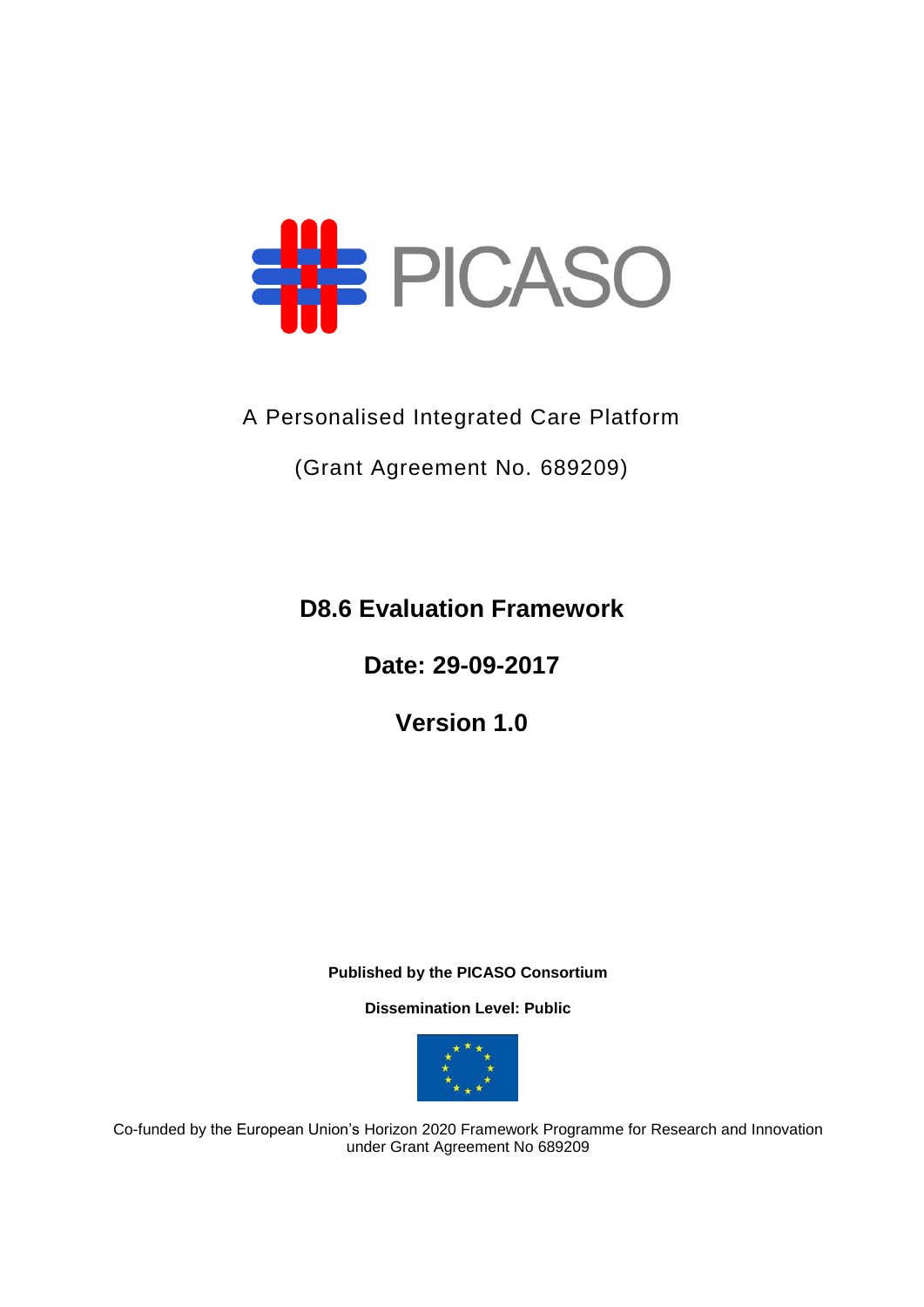# PICASO

A Personalised Integrated Care Platform

(Grant Agreement No. 689209)

## D8.6 Evaluation Framework

## Date: 29-09-2017

## Version 1.0

**Published by the PICASO Consortium**

**Dissemination Level: Public**

Co-funded by the European Union's Horizon 2020 Framework Programme for Research and Innovation under Grant Agreement No 689209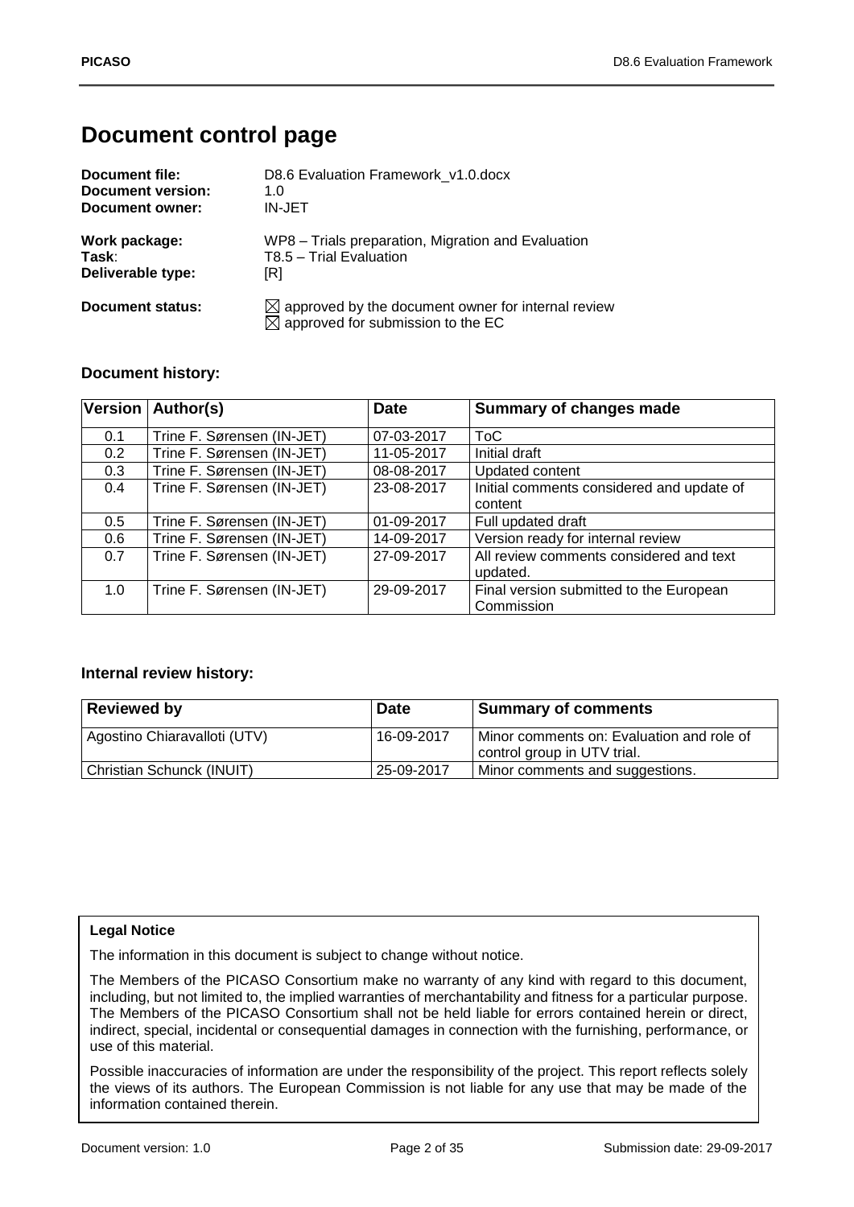# Document control page

**Document file:** D8.6 Evaluation Framework_v1.0.docx
**Document version:** 1.0
**Document owner:** IN-JET

**Work package:** WP8 – Trials preparation, Migration and Evaluation
**Task**: T8.5 – Trial Evaluation
**Deliverable type:** [R]

**Document status:** ☒ approved by the document owner for internal review
☒ approved for submission to the EC

### Document history:

| Version | Author(s) | Date | Summary of changes made |
|---|---|---|---|
| 0.1 | Trine F. Sørensen (IN-JET) | 07-03-2017 | ToC |
| 0.2 | Trine F. Sørensen (IN-JET) | 11-05-2017 | Initial draft |
| 0.3 | Trine F. Sørensen (IN-JET) | 08-08-2017 | Updated content |
| 0.4 | Trine F. Sørensen (IN-JET) | 23-08-2017 | Initial comments considered and update of content |
| 0.5 | Trine F. Sørensen (IN-JET) | 01-09-2017 | Full updated draft |
| 0.6 | Trine F. Sørensen (IN-JET) | 14-09-2017 | Version ready for internal review |
| 0.7 | Trine F. Sørensen (IN-JET) | 27-09-2017 | All review comments considered and text updated. |
| 1.0 | Trine F. Sørensen (IN-JET) | 29-09-2017 | Final version submitted to the European Commission |

### Internal review history:

| Reviewed by | Date | Summary of comments |
|---|---|---|
| Agostino Chiaravalloti (UTV) | 16-09-2017 | Minor comments on: Evaluation and role of control group in UTV trial. |
| Christian Schunck (INUIT) | 25-09-2017 | Minor comments and suggestions. |

**Legal Notice**

The information in this document is subject to change without notice.

The Members of the PICASO Consortium make no warranty of any kind with regard to this document, including, but not limited to, the implied warranties of merchantability and fitness for a particular purpose. The Members of the PICASO Consortium shall not be held liable for errors contained herein or direct, indirect, special, incidental or consequential damages in connection with the furnishing, performance, or use of this material.

Possible inaccuracies of information are under the responsibility of the project. This report reflects solely the views of its authors. The European Commission is not liable for any use that may be made of the information contained therein.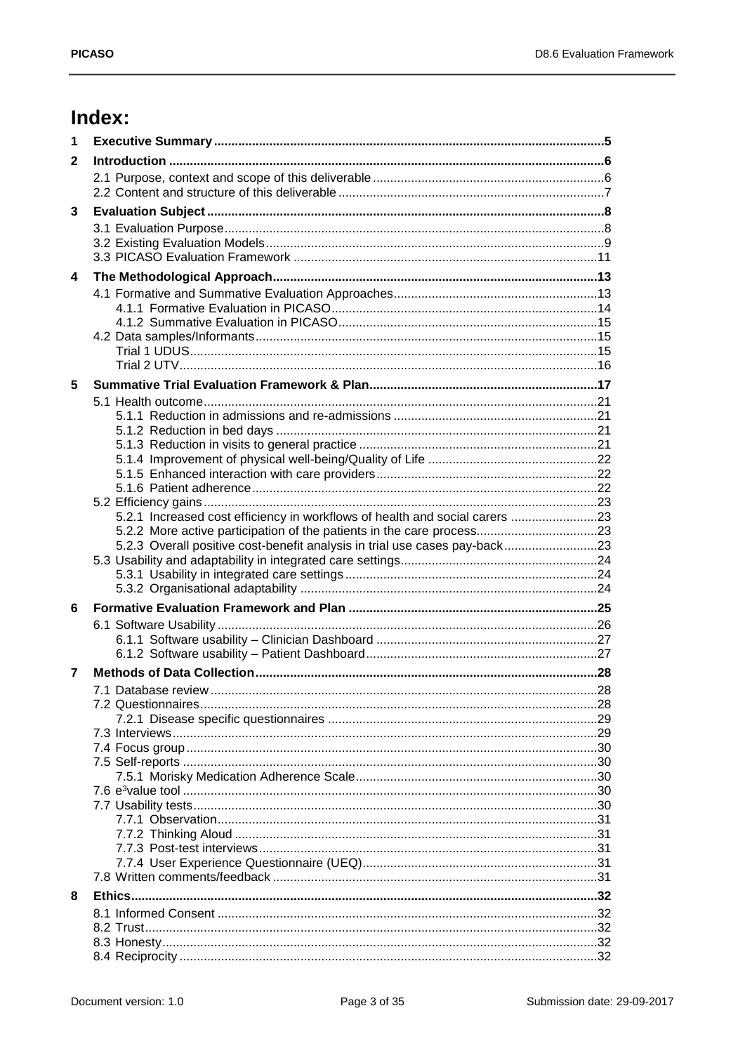# Index:

1 Executive Summary ........ 5

2 Introduction ........ 6

- 2.1 Purpose, context and scope of this deliverable ........ 6
- 2.2 Content and structure of this deliverable ........ 7

3 Evaluation Subject ........ 8

- 3.1 Evaluation Purpose ........ 8
- 3.2 Existing Evaluation Models ........ 9
- 3.3 PICASO Evaluation Framework ........ 11

4 The Methodological Approach ........ 13

- 4.1 Formative and Summative Evaluation Approaches ........ 13
  - 4.1.1 Formative Evaluation in PICASO ........ 14
  - 4.1.2 Summative Evaluation in PICASO ........ 15
- 4.2 Data samples/Informants ........ 15
  - Trial 1 UDUS ........ 15
  - Trial 2 UTV ........ 16

5 Summative Trial Evaluation Framework & Plan ........ 17

- 5.1 Health outcome ........ 21
  - 5.1.1 Reduction in admissions and re-admissions ........ 21
  - 5.1.2 Reduction in bed days ........ 21
  - 5.1.3 Reduction in visits to general practice ........ 21
  - 5.1.4 Improvement of physical well-being/Quality of Life ........ 22
  - 5.1.5 Enhanced interaction with care providers ........ 22
  - 5.1.6 Patient adherence ........ 22
- 5.2 Efficiency gains ........ 23
  - 5.2.1 Increased cost efficiency in workflows of health and social carers ........ 23
  - 5.2.2 More active participation of the patients in the care process ........ 23
  - 5.2.3 Overall positive cost-benefit analysis in trial use cases pay-back ........ 23
- 5.3 Usability and adaptability in integrated care settings ........ 24
  - 5.3.1 Usability in integrated care settings ........ 24
  - 5.3.2 Organisational adaptability ........ 24

6 Formative Evaluation Framework and Plan ........ 25

- 6.1 Software Usability ........ 26
  - 6.1.1 Software usability – Clinician Dashboard ........ 27
  - 6.1.2 Software usability – Patient Dashboard ........ 27

7 Methods of Data Collection ........ 28

- 7.1 Database review ........ 28
- 7.2 Questionnaires ........ 28
  - 7.2.1 Disease specific questionnaires ........ 29
- 7.3 Interviews ........ 29
- 7.4 Focus group ........ 30
- 7.5 Self-reports ........ 30
  - 7.5.1 Morisky Medication Adherence Scale ........ 30
- 7.6 e³value tool ........ 30
- 7.7 Usability tests ........ 30
  - 7.7.1 Observation ........ 31
  - 7.7.2 Thinking Aloud ........ 31
  - 7.7.3 Post-test interviews ........ 31
  - 7.7.4 User Experience Questionnaire (UEQ) ........ 31
- 7.8 Written comments/feedback ........ 31

8 Ethics ........ 32

- 8.1 Informed Consent ........ 32
- 8.2 Trust ........ 32
- 8.3 Honesty ........ 32
- 8.4 Reciprocity ........ 32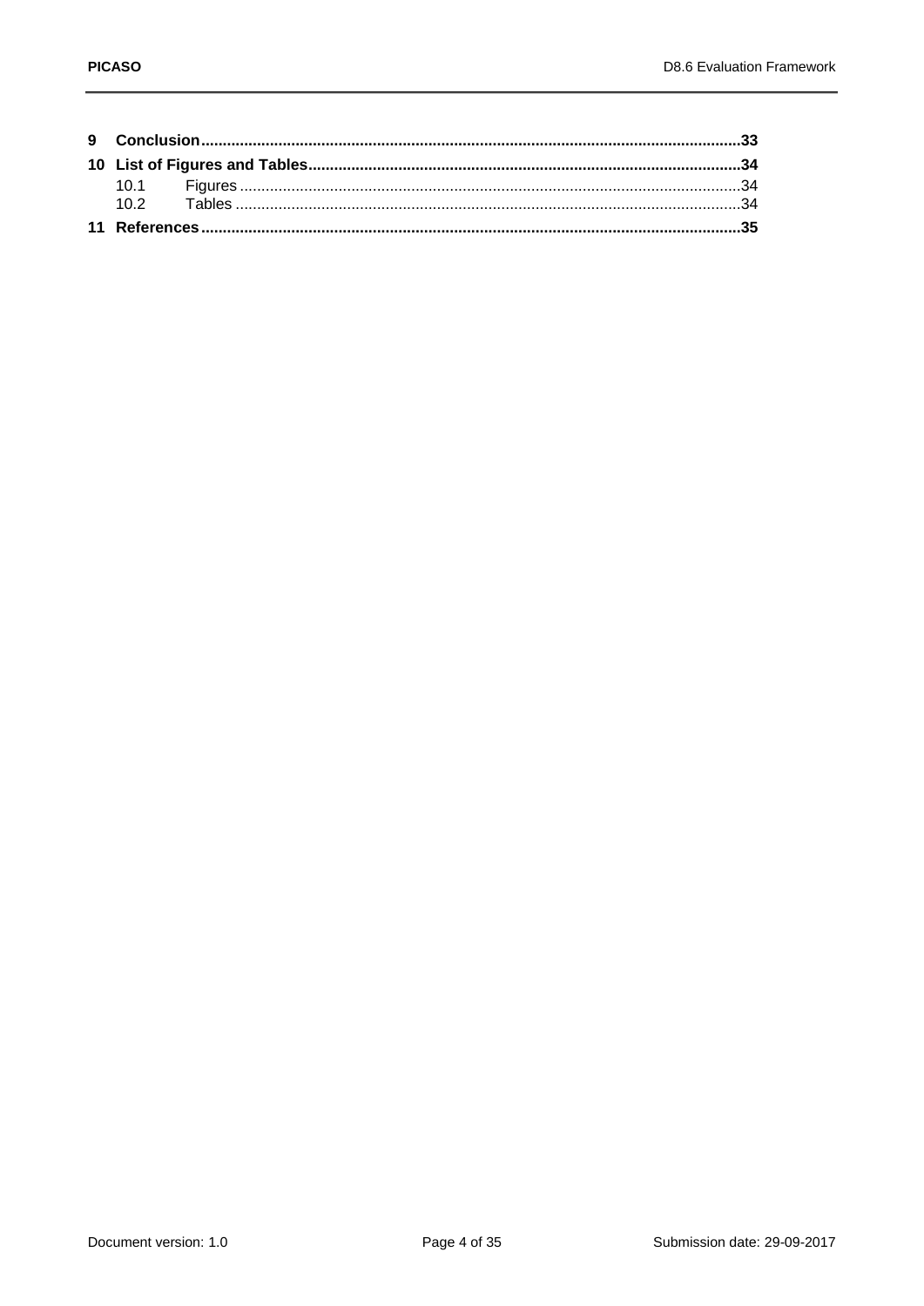**9 Conclusion** ............................................................................................................................ **33**

**10 List of Figures and Tables** .................................................................................................... **34**

10.1 Figures ..................................................................................................................... 34

10.2 Tables ...................................................................................................................... 34

**11 References** ............................................................................................................................ **35**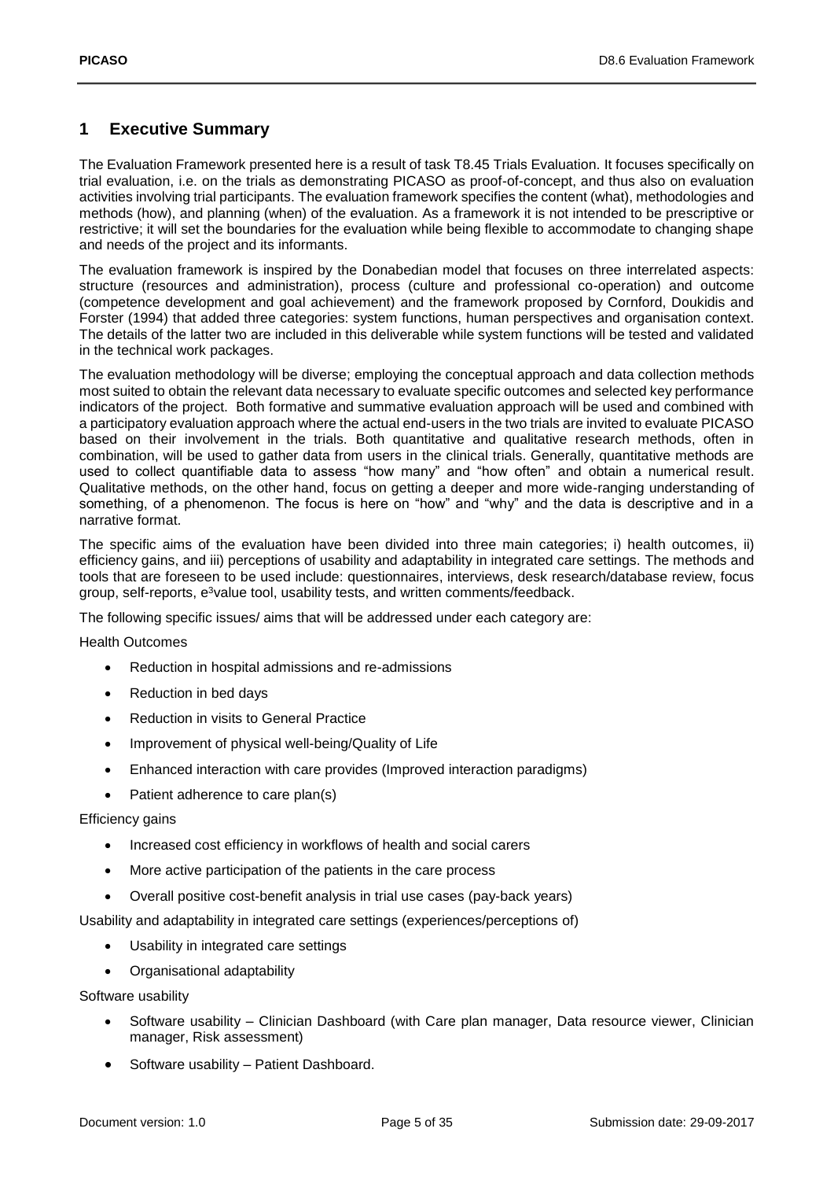# 1 Executive Summary

The Evaluation Framework presented here is a result of task T8.45 Trials Evaluation. It focuses specifically on trial evaluation, i.e. on the trials as demonstrating PICASO as proof-of-concept, and thus also on evaluation activities involving trial participants. The evaluation framework specifies the content (what), methodologies and methods (how), and planning (when) of the evaluation. As a framework it is not intended to be prescriptive or restrictive; it will set the boundaries for the evaluation while being flexible to accommodate to changing shape and needs of the project and its informants.

The evaluation framework is inspired by the Donabedian model that focuses on three interrelated aspects: structure (resources and administration), process (culture and professional co-operation) and outcome (competence development and goal achievement) and the framework proposed by Cornford, Doukidis and Forster (1994) that added three categories: system functions, human perspectives and organisation context. The details of the latter two are included in this deliverable while system functions will be tested and validated in the technical work packages.

The evaluation methodology will be diverse; employing the conceptual approach and data collection methods most suited to obtain the relevant data necessary to evaluate specific outcomes and selected key performance indicators of the project. Both formative and summative evaluation approach will be used and combined with a participatory evaluation approach where the actual end-users in the two trials are invited to evaluate PICASO based on their involvement in the trials. Both quantitative and qualitative research methods, often in combination, will be used to gather data from users in the clinical trials. Generally, quantitative methods are used to collect quantifiable data to assess "how many" and "how often" and obtain a numerical result. Qualitative methods, on the other hand, focus on getting a deeper and more wide-ranging understanding of something, of a phenomenon. The focus is here on "how" and "why" and the data is descriptive and in a narrative format.

The specific aims of the evaluation have been divided into three main categories; i) health outcomes, ii) efficiency gains, and iii) perceptions of usability and adaptability in integrated care settings. The methods and tools that are foreseen to be used include: questionnaires, interviews, desk research/database review, focus group, self-reports, e³value tool, usability tests, and written comments/feedback.

The following specific issues/ aims that will be addressed under each category are:

Health Outcomes

- Reduction in hospital admissions and re-admissions
- Reduction in bed days
- Reduction in visits to General Practice
- Improvement of physical well-being/Quality of Life
- Enhanced interaction with care provides (Improved interaction paradigms)
- Patient adherence to care plan(s)

Efficiency gains

- Increased cost efficiency in workflows of health and social carers
- More active participation of the patients in the care process
- Overall positive cost-benefit analysis in trial use cases (pay-back years)

Usability and adaptability in integrated care settings (experiences/perceptions of)

- Usability in integrated care settings
- Organisational adaptability

Software usability

- Software usability – Clinician Dashboard (with Care plan manager, Data resource viewer, Clinician manager, Risk assessment)
- Software usability – Patient Dashboard.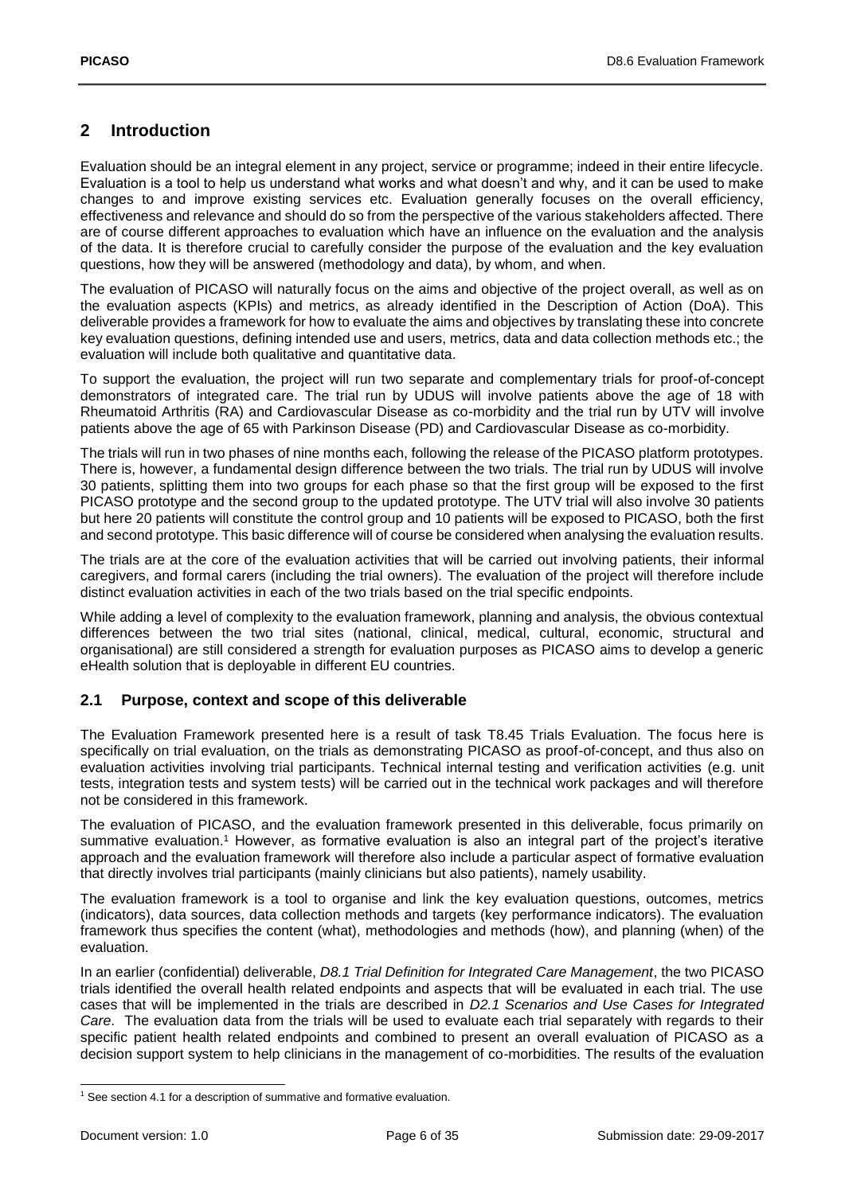## 2 Introduction

Evaluation should be an integral element in any project, service or programme; indeed in their entire lifecycle. Evaluation is a tool to help us understand what works and what doesn't and why, and it can be used to make changes to and improve existing services etc. Evaluation generally focuses on the overall efficiency, effectiveness and relevance and should do so from the perspective of the various stakeholders affected. There are of course different approaches to evaluation which have an influence on the evaluation and the analysis of the data. It is therefore crucial to carefully consider the purpose of the evaluation and the key evaluation questions, how they will be answered (methodology and data), by whom, and when.

The evaluation of PICASO will naturally focus on the aims and objective of the project overall, as well as on the evaluation aspects (KPIs) and metrics, as already identified in the Description of Action (DoA). This deliverable provides a framework for how to evaluate the aims and objectives by translating these into concrete key evaluation questions, defining intended use and users, metrics, data and data collection methods etc.; the evaluation will include both qualitative and quantitative data.

To support the evaluation, the project will run two separate and complementary trials for proof-of-concept demonstrators of integrated care. The trial run by UDUS will involve patients above the age of 18 with Rheumatoid Arthritis (RA) and Cardiovascular Disease as co-morbidity and the trial run by UTV will involve patients above the age of 65 with Parkinson Disease (PD) and Cardiovascular Disease as co-morbidity.

The trials will run in two phases of nine months each, following the release of the PICASO platform prototypes. There is, however, a fundamental design difference between the two trials. The trial run by UDUS will involve 30 patients, splitting them into two groups for each phase so that the first group will be exposed to the first PICASO prototype and the second group to the updated prototype. The UTV trial will also involve 30 patients but here 20 patients will constitute the control group and 10 patients will be exposed to PICASO, both the first and second prototype. This basic difference will of course be considered when analysing the evaluation results.

The trials are at the core of the evaluation activities that will be carried out involving patients, their informal caregivers, and formal carers (including the trial owners). The evaluation of the project will therefore include distinct evaluation activities in each of the two trials based on the trial specific endpoints.

While adding a level of complexity to the evaluation framework, planning and analysis, the obvious contextual differences between the two trial sites (national, clinical, medical, cultural, economic, structural and organisational) are still considered a strength for evaluation purposes as PICASO aims to develop a generic eHealth solution that is deployable in different EU countries.

### 2.1 Purpose, context and scope of this deliverable

The Evaluation Framework presented here is a result of task T8.45 Trials Evaluation. The focus here is specifically on trial evaluation, on the trials as demonstrating PICASO as proof-of-concept, and thus also on evaluation activities involving trial participants. Technical internal testing and verification activities (e.g. unit tests, integration tests and system tests) will be carried out in the technical work packages and will therefore not be considered in this framework.

The evaluation of PICASO, and the evaluation framework presented in this deliverable, focus primarily on summative evaluation.[1] However, as formative evaluation is also an integral part of the project's iterative approach and the evaluation framework will therefore also include a particular aspect of formative evaluation that directly involves trial participants (mainly clinicians but also patients), namely usability.

The evaluation framework is a tool to organise and link the key evaluation questions, outcomes, metrics (indicators), data sources, data collection methods and targets (key performance indicators). The evaluation framework thus specifies the content (what), methodologies and methods (how), and planning (when) of the evaluation.

In an earlier (confidential) deliverable, *D8.1 Trial Definition for Integrated Care Management*, the two PICASO trials identified the overall health related endpoints and aspects that will be evaluated in each trial. The use cases that will be implemented in the trials are described in *D2.1 Scenarios and Use Cases for Integrated Care*. The evaluation data from the trials will be used to evaluate each trial separately with regards to their specific patient health related endpoints and combined to present an overall evaluation of PICASO as a decision support system to help clinicians in the management of co-morbidities. The results of the evaluation

[1] See section 4.1 for a description of summative and formative evaluation.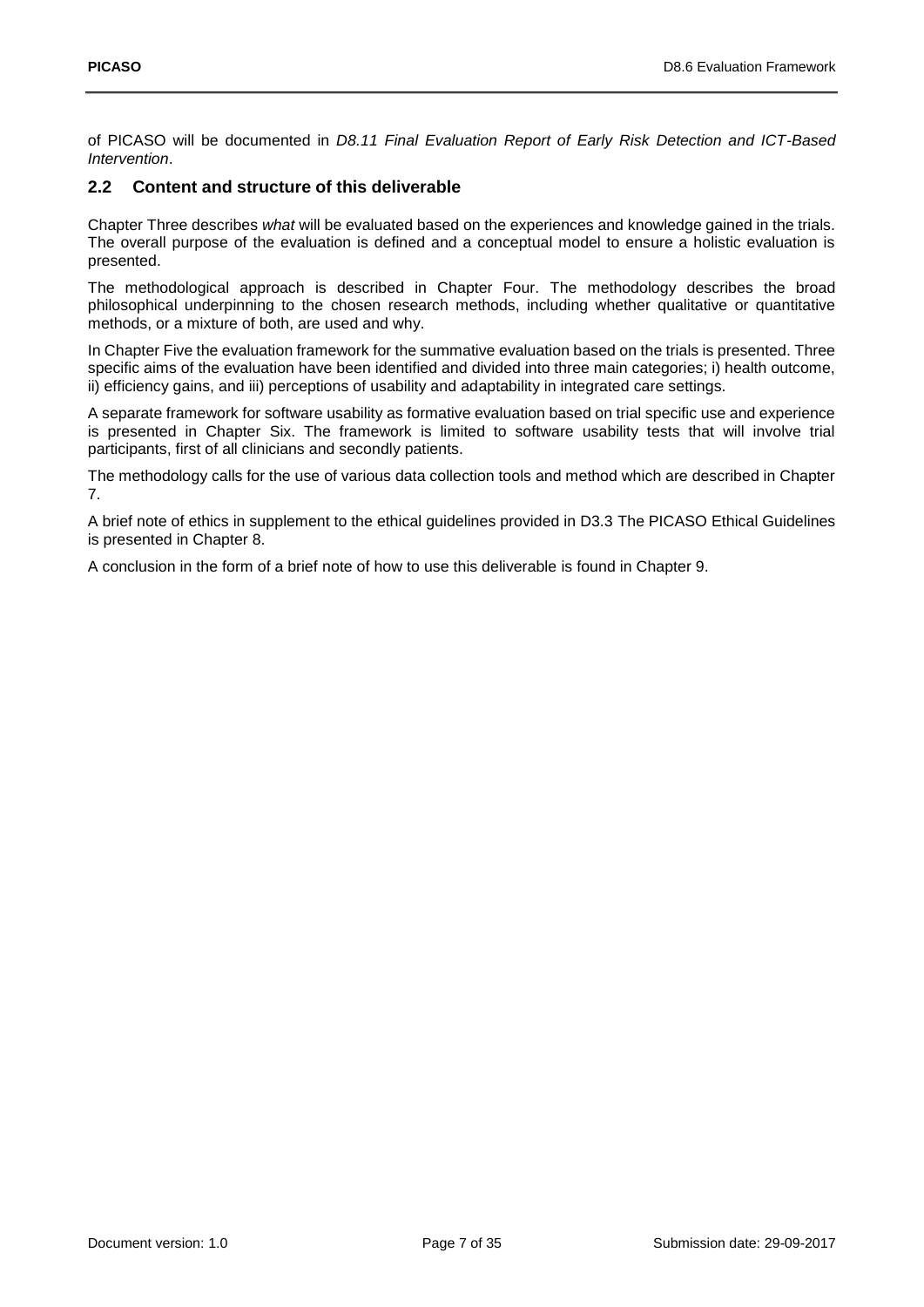of PICASO will be documented in *D8.11 Final Evaluation Report of Early Risk Detection and ICT-Based Intervention*.

## 2.2 Content and structure of this deliverable

Chapter Three describes *what* will be evaluated based on the experiences and knowledge gained in the trials. The overall purpose of the evaluation is defined and a conceptual model to ensure a holistic evaluation is presented.

The methodological approach is described in Chapter Four. The methodology describes the broad philosophical underpinning to the chosen research methods, including whether qualitative or quantitative methods, or a mixture of both, are used and why.

In Chapter Five the evaluation framework for the summative evaluation based on the trials is presented. Three specific aims of the evaluation have been identified and divided into three main categories; i) health outcome, ii) efficiency gains, and iii) perceptions of usability and adaptability in integrated care settings.

A separate framework for software usability as formative evaluation based on trial specific use and experience is presented in Chapter Six. The framework is limited to software usability tests that will involve trial participants, first of all clinicians and secondly patients.

The methodology calls for the use of various data collection tools and method which are described in Chapter 7.

A brief note of ethics in supplement to the ethical guidelines provided in D3.3 The PICASO Ethical Guidelines is presented in Chapter 8.

A conclusion in the form of a brief note of how to use this deliverable is found in Chapter 9.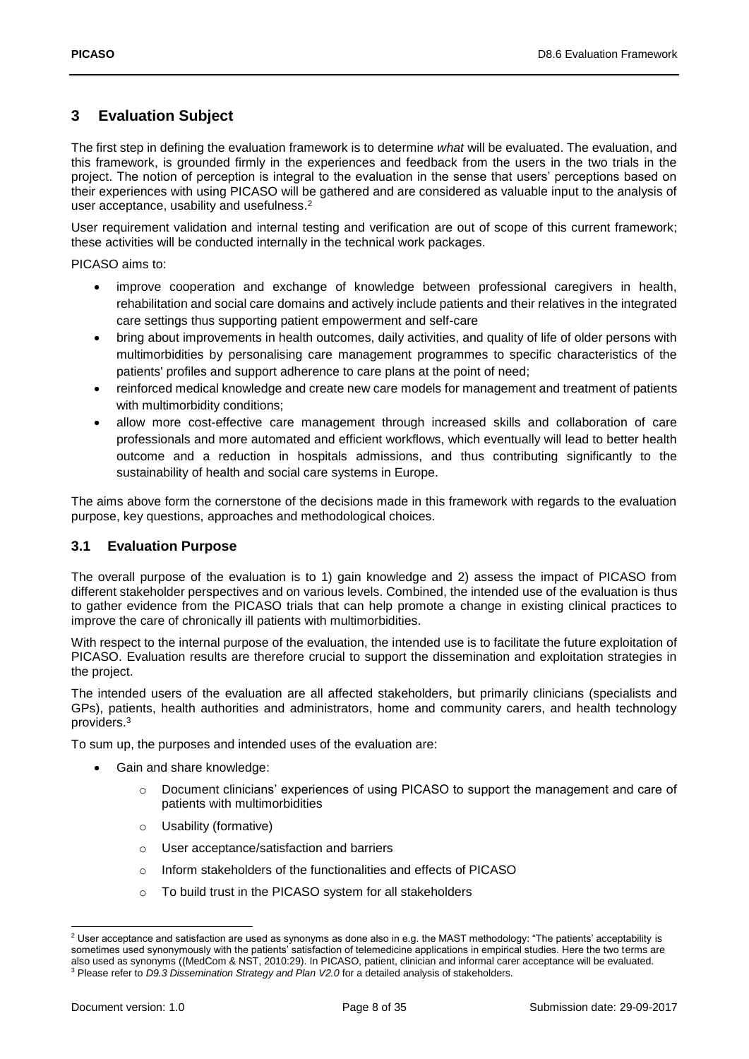# 3 Evaluation Subject

The first step in defining the evaluation framework is to determine *what* will be evaluated. The evaluation, and this framework, is grounded firmly in the experiences and feedback from the users in the two trials in the project. The notion of perception is integral to the evaluation in the sense that users' perceptions based on their experiences with using PICASO will be gathered and are considered as valuable input to the analysis of user acceptance, usability and usefulness.[2]

User requirement validation and internal testing and verification are out of scope of this current framework; these activities will be conducted internally in the technical work packages.

PICASO aims to:

- improve cooperation and exchange of knowledge between professional caregivers in health, rehabilitation and social care domains and actively include patients and their relatives in the integrated care settings thus supporting patient empowerment and self-care
- bring about improvements in health outcomes, daily activities, and quality of life of older persons with multimorbidities by personalising care management programmes to specific characteristics of the patients' profiles and support adherence to care plans at the point of need;
- reinforced medical knowledge and create new care models for management and treatment of patients with multimorbidity conditions;
- allow more cost-effective care management through increased skills and collaboration of care professionals and more automated and efficient workflows, which eventually will lead to better health outcome and a reduction in hospitals admissions, and thus contributing significantly to the sustainability of health and social care systems in Europe.

The aims above form the cornerstone of the decisions made in this framework with regards to the evaluation purpose, key questions, approaches and methodological choices.

## 3.1 Evaluation Purpose

The overall purpose of the evaluation is to 1) gain knowledge and 2) assess the impact of PICASO from different stakeholder perspectives and on various levels. Combined, the intended use of the evaluation is thus to gather evidence from the PICASO trials that can help promote a change in existing clinical practices to improve the care of chronically ill patients with multimorbidities.

With respect to the internal purpose of the evaluation, the intended use is to facilitate the future exploitation of PICASO. Evaluation results are therefore crucial to support the dissemination and exploitation strategies in the project.

The intended users of the evaluation are all affected stakeholders, but primarily clinicians (specialists and GPs), patients, health authorities and administrators, home and community carers, and health technology providers.[3]

To sum up, the purposes and intended uses of the evaluation are:

- Gain and share knowledge:
  - Document clinicians' experiences of using PICASO to support the management and care of patients with multimorbidities
  - Usability (formative)
  - User acceptance/satisfaction and barriers
  - Inform stakeholders of the functionalities and effects of PICASO
  - To build trust in the PICASO system for all stakeholders

---

[2] User acceptance and satisfaction are used as synonyms as done also in e.g. the MAST methodology: "The patients' acceptability is sometimes used synonymously with the patients' satisfaction of telemedicine applications in empirical studies. Here the two terms are also used as synonyms ((MedCom & NST, 2010:29). In PICASO, patient, clinician and informal carer acceptance will be evaluated.

[3] Please refer to *D9.3 Dissemination Strategy and Plan V2.0* for a detailed analysis of stakeholders.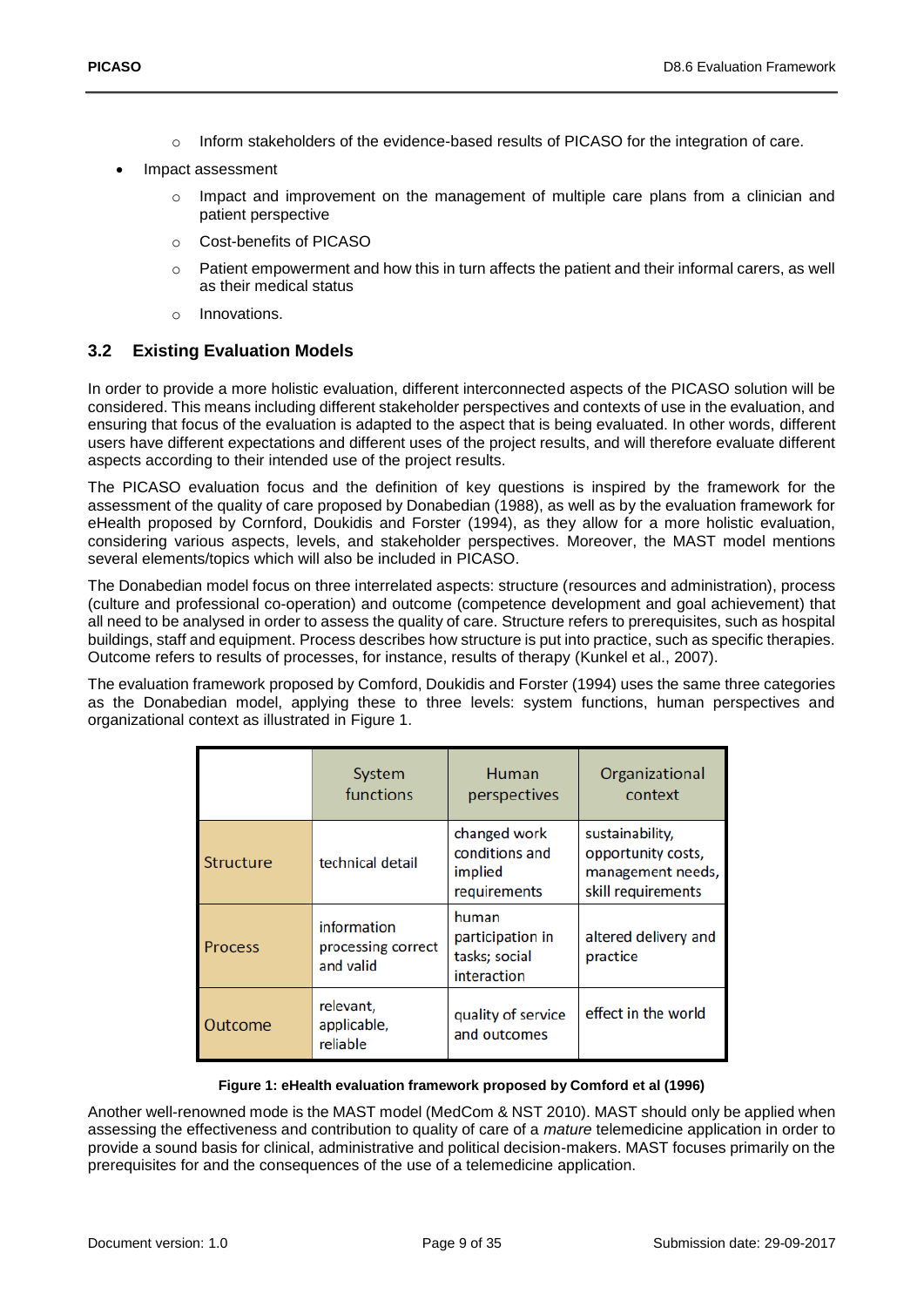- Inform stakeholders of the evidence-based results of PICASO for the integration of care.

- Impact assessment
    - Impact and improvement on the management of multiple care plans from a clinician and patient perspective
    - Cost-benefits of PICASO
    - Patient empowerment and how this in turn affects the patient and their informal carers, as well as their medical status
    - Innovations.

## 3.2 Existing Evaluation Models

In order to provide a more holistic evaluation, different interconnected aspects of the PICASO solution will be considered. This means including different stakeholder perspectives and contexts of use in the evaluation, and ensuring that focus of the evaluation is adapted to the aspect that is being evaluated. In other words, different users have different expectations and different uses of the project results, and will therefore evaluate different aspects according to their intended use of the project results.

The PICASO evaluation focus and the definition of key questions is inspired by the framework for the assessment of the quality of care proposed by Donabedian (1988), as well as by the evaluation framework for eHealth proposed by Cornford, Doukidis and Forster (1994), as they allow for a more holistic evaluation, considering various aspects, levels, and stakeholder perspectives. Moreover, the MAST model mentions several elements/topics which will also be included in PICASO.

The Donabedian model focus on three interrelated aspects: structure (resources and administration), process (culture and professional co-operation) and outcome (competence development and goal achievement) that all need to be analysed in order to assess the quality of care. Structure refers to prerequisites, such as hospital buildings, staff and equipment. Process describes how structure is put into practice, such as specific therapies. Outcome refers to results of processes, for instance, results of therapy (Kunkel et al., 2007).

The evaluation framework proposed by Comford, Doukidis and Forster (1994) uses the same three categories as the Donabedian model, applying these to three levels: system functions, human perspectives and organizational context as illustrated in Figure 1.

| | System functions | Human perspectives | Organizational context |
|---|---|---|---|
| Structure | technical detail | changed work conditions and implied requirements | sustainability, opportunity costs, management needs, skill requirements |
| Process | information processing correct and valid | human participation in tasks; social interaction | altered delivery and practice |
| Outcome | relevant, applicable, reliable | quality of service and outcomes | effect in the world |

**Figure 1: eHealth evaluation framework proposed by Comford et al (1996)**

Another well-renowned mode is the MAST model (MedCom & NST 2010). MAST should only be applied when assessing the effectiveness and contribution to quality of care of a *mature* telemedicine application in order to provide a sound basis for clinical, administrative and political decision-makers. MAST focuses primarily on the prerequisites for and the consequences of the use of a telemedicine application.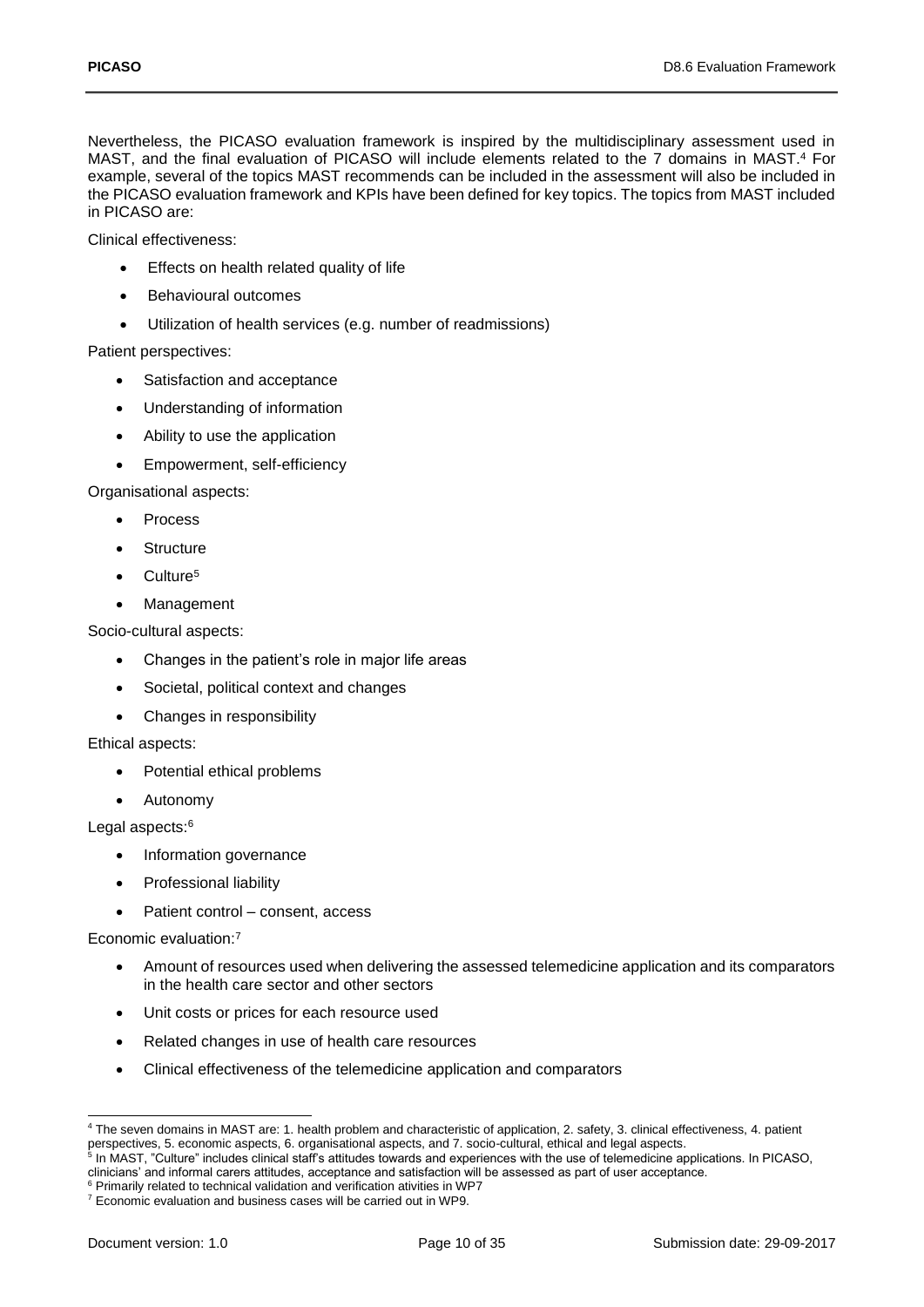Nevertheless, the PICASO evaluation framework is inspired by the multidisciplinary assessment used in MAST, and the final evaluation of PICASO will include elements related to the 7 domains in MAST.[4] For example, several of the topics MAST recommends can be included in the assessment will also be included in the PICASO evaluation framework and KPIs have been defined for key topics. The topics from MAST included in PICASO are:

Clinical effectiveness:

- Effects on health related quality of life
- Behavioural outcomes
- Utilization of health services (e.g. number of readmissions)

Patient perspectives:

- Satisfaction and acceptance
- Understanding of information
- Ability to use the application
- Empowerment, self-efficiency

Organisational aspects:

- Process
- Structure
- Culture[5]
- Management

Socio-cultural aspects:

- Changes in the patient's role in major life areas
- Societal, political context and changes
- Changes in responsibility

Ethical aspects:

- Potential ethical problems
- Autonomy

Legal aspects:[6]

- Information governance
- Professional liability
- Patient control – consent, access

Economic evaluation:[7]

- Amount of resources used when delivering the assessed telemedicine application and its comparators in the health care sector and other sectors
- Unit costs or prices for each resource used
- Related changes in use of health care resources
- Clinical effectiveness of the telemedicine application and comparators

---

[4] The seven domains in MAST are: 1. health problem and characteristic of application, 2. safety, 3. clinical effectiveness, 4. patient perspectives, 5. economic aspects, 6. organisational aspects, and 7. socio-cultural, ethical and legal aspects.

[5] In MAST, "Culture" includes clinical staff's attitudes towards and experiences with the use of telemedicine applications. In PICASO, clinicians' and informal carers attitudes, acceptance and satisfaction will be assessed as part of user acceptance.

[6] Primarily related to technical validation and verification ativities in WP7

[7] Economic evaluation and business cases will be carried out in WP9.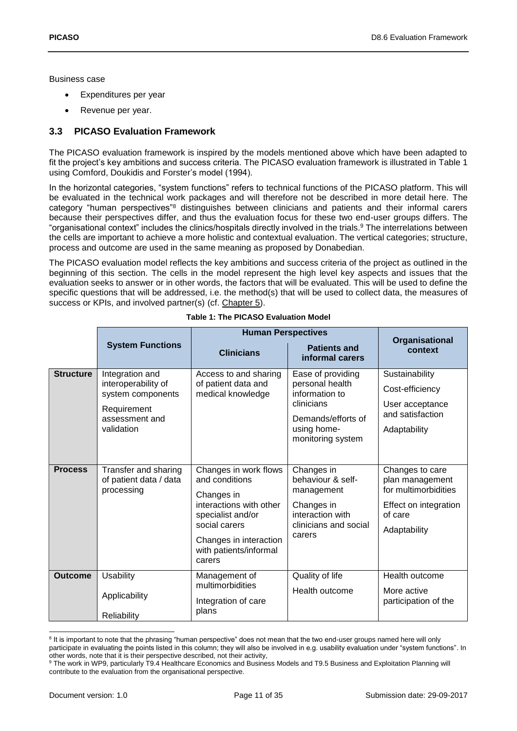Business case

- Expenditures per year
- Revenue per year.

### 3.3 PICASO Evaluation Framework

The PICASO evaluation framework is inspired by the models mentioned above which have been adapted to fit the project's key ambitions and success criteria. The PICASO evaluation framework is illustrated in Table 1 using Comford, Doukidis and Forster's model (1994).

In the horizontal categories, "system functions" refers to technical functions of the PICASO platform. This will be evaluated in the technical work packages and will therefore not be described in more detail here. The category "human perspectives"[8] distinguishes between clinicians and patients and their informal carers because their perspectives differ, and thus the evaluation focus for these two end-user groups differs. The "organisational context" includes the clinics/hospitals directly involved in the trials.[9] The interrelations between the cells are important to achieve a more holistic and contextual evaluation. The vertical categories; structure, process and outcome are used in the same meaning as proposed by Donabedian.

The PICASO evaluation model reflects the key ambitions and success criteria of the project as outlined in the beginning of this section. The cells in the model represent the high level key aspects and issues that the evaluation seeks to answer or in other words, the factors that will be evaluated. This will be used to define the specific questions that will be addressed, i.e. the method(s) that will be used to collect data, the measures of success or KPIs, and involved partner(s) (cf. Chapter 5).

**Table 1: The PICASO Evaluation Model**

| | System Functions | Human Perspectives | | Organisational context |
|---|---|---|---|---|
| | | Clinicians | Patients and informal carers | |
| **Structure** | Integration and interoperability of system components<br>Requirement assessment and validation | Access to and sharing of patient data and medical knowledge | Ease of providing personal health information to clinicians<br>Demands/efforts of using home-monitoring system | Sustainability<br>Cost-efficiency<br>User acceptance and satisfaction<br>Adaptability |
| **Process** | Transfer and sharing of patient data / data processing | Changes in work flows and conditions<br>Changes in interactions with other specialist and/or social carers<br>Changes in interaction with patients/informal carers | Changes in behaviour & self-management<br>Changes in interaction with clinicians and social carers | Changes to care plan management for multimorbidities<br>Effect on integration of care<br>Adaptability |
| **Outcome** | Usability<br>Applicability<br>Reliability | Management of multimorbidities<br>Integration of care plans | Quality of life<br>Health outcome | Health outcome<br>More active participation of the |

[8] It is important to note that the phrasing "human perspective" does not mean that the two end-user groups named here will only participate in evaluating the points listed in this column; they will also be involved in e.g. usability evaluation under "system functions". In other words, note that it is their perspective described, not their activity,

[9] The work in WP9, particularly T9.4 Healthcare Economics and Business Models and T9.5 Business and Exploitation Planning will contribute to the evaluation from the organisational perspective.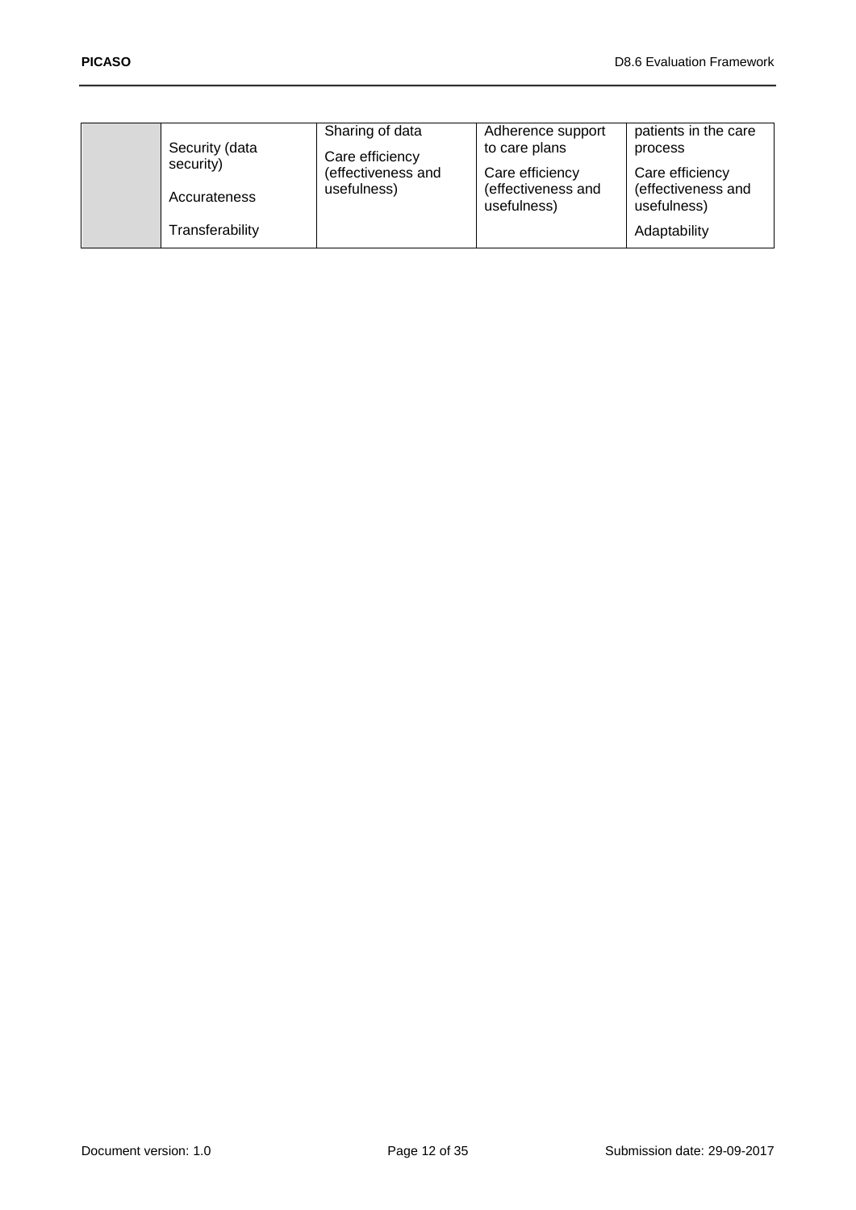|  |  |  |  |  |
|---|---|---|---|---|
|  | Security (data security)<br><br>Accurateness<br><br>Transferability | Sharing of data<br><br>Care efficiency (effectiveness and usefulness) | Adherence support to care plans<br><br>Care efficiency (effectiveness and usefulness) | patients in the care process<br><br>Care efficiency (effectiveness and usefulness)<br><br>Adaptability |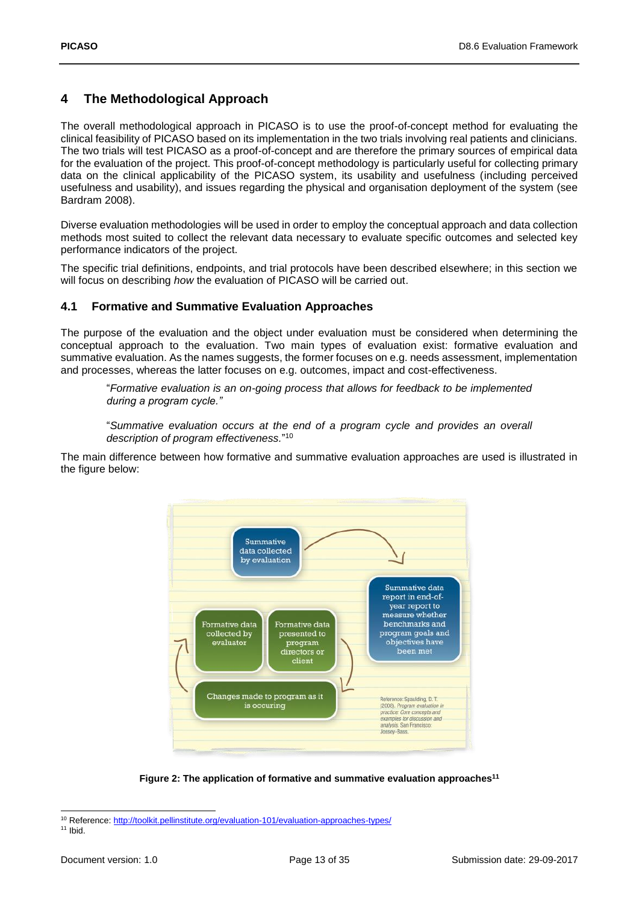# 4 The Methodological Approach

The overall methodological approach in PICASO is to use the proof-of-concept method for evaluating the clinical feasibility of PICASO based on its implementation in the two trials involving real patients and clinicians. The two trials will test PICASO as a proof-of-concept and are therefore the primary sources of empirical data for the evaluation of the project. This proof-of-concept methodology is particularly useful for collecting primary data on the clinical applicability of the PICASO system, its usability and usefulness (including perceived usefulness and usability), and issues regarding the physical and organisation deployment of the system (see Bardram 2008).

Diverse evaluation methodologies will be used in order to employ the conceptual approach and data collection methods most suited to collect the relevant data necessary to evaluate specific outcomes and selected key performance indicators of the project.

The specific trial definitions, endpoints, and trial protocols have been described elsewhere; in this section we will focus on describing *how* the evaluation of PICASO will be carried out.

## 4.1 Formative and Summative Evaluation Approaches

The purpose of the evaluation and the object under evaluation must be considered when determining the conceptual approach to the evaluation. Two main types of evaluation exist: formative evaluation and summative evaluation. As the names suggests, the former focuses on e.g. needs assessment, implementation and processes, whereas the latter focuses on e.g. outcomes, impact and cost-effectiveness.

> "*Formative evaluation is an on-going process that allows for feedback to be implemented during a program cycle."*
>
> "*Summative evaluation occurs at the end of a program cycle and provides an overall description of program effectiveness.*"[10]

The main difference between how formative and summative evaluation approaches are used is illustrated in the figure below:

Summative data collected by evaluation

Summative data report in end-of-year report to measure whether benchmarks and program goals and objectives have been met

Formative data collected by evaluator

Formative data presented to program directors or client

Changes made to program as it is occuring

Reference: Spaulding, D. T. (2008). *Program evaluation in practice: Core concepts and examples for discussion and analysis.* San Francisco: Jossey-Bass.

**Figure 2: The application of formative and summative evaluation approaches[11]**

---

[10] Reference: http://toolkit.pellinstitute.org/evaluation-101/evaluation-approaches-types/

[11] Ibid.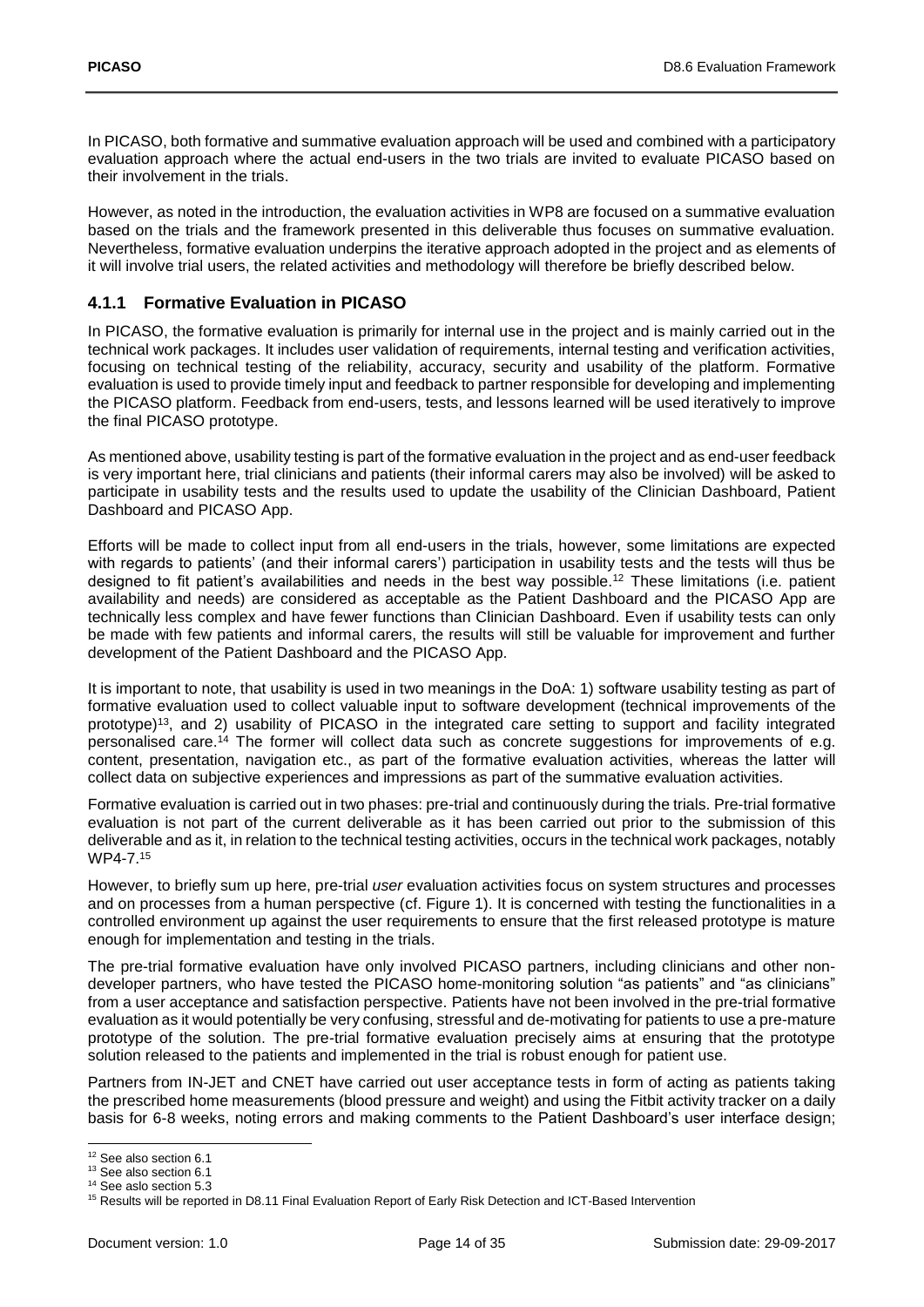In PICASO, both formative and summative evaluation approach will be used and combined with a participatory evaluation approach where the actual end-users in the two trials are invited to evaluate PICASO based on their involvement in the trials.

However, as noted in the introduction, the evaluation activities in WP8 are focused on a summative evaluation based on the trials and the framework presented in this deliverable thus focuses on summative evaluation. Nevertheless, formative evaluation underpins the iterative approach adopted in the project and as elements of it will involve trial users, the related activities and methodology will therefore be briefly described below.

### 4.1.1 Formative Evaluation in PICASO

In PICASO, the formative evaluation is primarily for internal use in the project and is mainly carried out in the technical work packages. It includes user validation of requirements, internal testing and verification activities, focusing on technical testing of the reliability, accuracy, security and usability of the platform. Formative evaluation is used to provide timely input and feedback to partner responsible for developing and implementing the PICASO platform. Feedback from end-users, tests, and lessons learned will be used iteratively to improve the final PICASO prototype.

As mentioned above, usability testing is part of the formative evaluation in the project and as end-user feedback is very important here, trial clinicians and patients (their informal carers may also be involved) will be asked to participate in usability tests and the results used to update the usability of the Clinician Dashboard, Patient Dashboard and PICASO App.

Efforts will be made to collect input from all end-users in the trials, however, some limitations are expected with regards to patients' (and their informal carers') participation in usability tests and the tests will thus be designed to fit patient's availabilities and needs in the best way possible.[12] These limitations (i.e. patient availability and needs) are considered as acceptable as the Patient Dashboard and the PICASO App are technically less complex and have fewer functions than Clinician Dashboard. Even if usability tests can only be made with few patients and informal carers, the results will still be valuable for improvement and further development of the Patient Dashboard and the PICASO App.

It is important to note, that usability is used in two meanings in the DoA: 1) software usability testing as part of formative evaluation used to collect valuable input to software development (technical improvements of the prototype)[13], and 2) usability of PICASO in the integrated care setting to support and facility integrated personalised care.[14] The former will collect data such as concrete suggestions for improvements of e.g. content, presentation, navigation etc., as part of the formative evaluation activities, whereas the latter will collect data on subjective experiences and impressions as part of the summative evaluation activities.

Formative evaluation is carried out in two phases: pre-trial and continuously during the trials. Pre-trial formative evaluation is not part of the current deliverable as it has been carried out prior to the submission of this deliverable and as it, in relation to the technical testing activities, occurs in the technical work packages, notably WP4-7.[15]

However, to briefly sum up here, pre-trial *user* evaluation activities focus on system structures and processes and on processes from a human perspective (cf. Figure 1). It is concerned with testing the functionalities in a controlled environment up against the user requirements to ensure that the first released prototype is mature enough for implementation and testing in the trials.

The pre-trial formative evaluation have only involved PICASO partners, including clinicians and other non-developer partners, who have tested the PICASO home-monitoring solution "as patients" and "as clinicians" from a user acceptance and satisfaction perspective. Patients have not been involved in the pre-trial formative evaluation as it would potentially be very confusing, stressful and de-motivating for patients to use a pre-mature prototype of the solution. The pre-trial formative evaluation precisely aims at ensuring that the prototype solution released to the patients and implemented in the trial is robust enough for patient use.

Partners from IN-JET and CNET have carried out user acceptance tests in form of acting as patients taking the prescribed home measurements (blood pressure and weight) and using the Fitbit activity tracker on a daily basis for 6-8 weeks, noting errors and making comments to the Patient Dashboard's user interface design;

---

[12] See also section 6.1

[13] See also section 6.1

[14] See aslo section 5.3

[15] Results will be reported in D8.11 Final Evaluation Report of Early Risk Detection and ICT-Based Intervention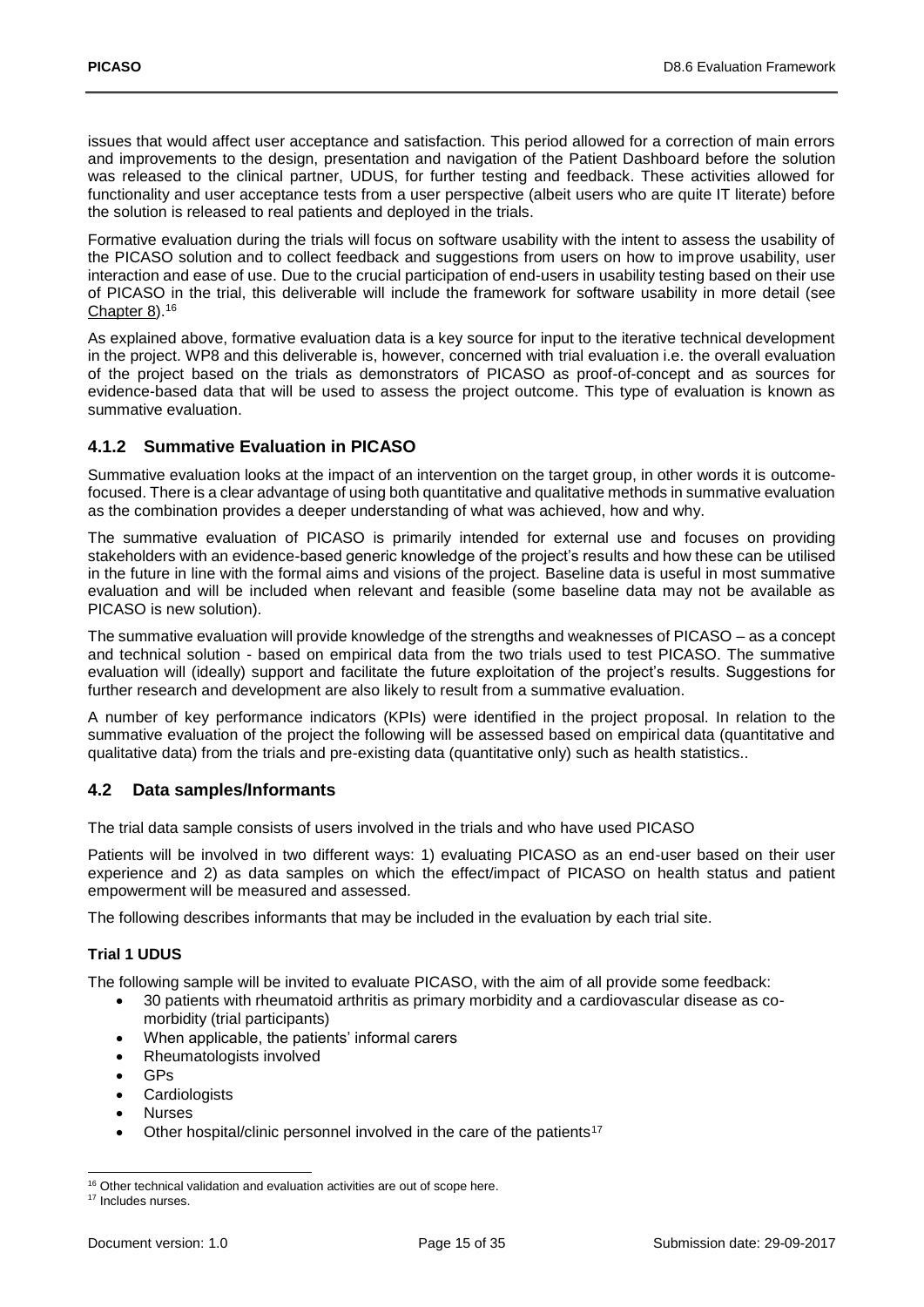issues that would affect user acceptance and satisfaction. This period allowed for a correction of main errors and improvements to the design, presentation and navigation of the Patient Dashboard before the solution was released to the clinical partner, UDUS, for further testing and feedback. These activities allowed for functionality and user acceptance tests from a user perspective (albeit users who are quite IT literate) before the solution is released to real patients and deployed in the trials.

Formative evaluation during the trials will focus on software usability with the intent to assess the usability of the PICASO solution and to collect feedback and suggestions from users on how to improve usability, user interaction and ease of use. Due to the crucial participation of end-users in usability testing based on their use of PICASO in the trial, this deliverable will include the framework for software usability in more detail (see Chapter 8).[16]

As explained above, formative evaluation data is a key source for input to the iterative technical development in the project. WP8 and this deliverable is, however, concerned with trial evaluation i.e. the overall evaluation of the project based on the trials as demonstrators of PICASO as proof-of-concept and as sources for evidence-based data that will be used to assess the project outcome. This type of evaluation is known as summative evaluation.

### 4.1.2 Summative Evaluation in PICASO

Summative evaluation looks at the impact of an intervention on the target group, in other words it is outcome-focused. There is a clear advantage of using both quantitative and qualitative methods in summative evaluation as the combination provides a deeper understanding of what was achieved, how and why.

The summative evaluation of PICASO is primarily intended for external use and focuses on providing stakeholders with an evidence-based generic knowledge of the project's results and how these can be utilised in the future in line with the formal aims and visions of the project. Baseline data is useful in most summative evaluation and will be included when relevant and feasible (some baseline data may not be available as PICASO is new solution).

The summative evaluation will provide knowledge of the strengths and weaknesses of PICASO – as a concept and technical solution - based on empirical data from the two trials used to test PICASO. The summative evaluation will (ideally) support and facilitate the future exploitation of the project's results. Suggestions for further research and development are also likely to result from a summative evaluation.

A number of key performance indicators (KPIs) were identified in the project proposal. In relation to the summative evaluation of the project the following will be assessed based on empirical data (quantitative and qualitative data) from the trials and pre-existing data (quantitative only) such as health statistics..

## 4.2 Data samples/Informants

The trial data sample consists of users involved in the trials and who have used PICASO

Patients will be involved in two different ways: 1) evaluating PICASO as an end-user based on their user experience and 2) as data samples on which the effect/impact of PICASO on health status and patient empowerment will be measured and assessed.

The following describes informants that may be included in the evaluation by each trial site.

**Trial 1 UDUS**

The following sample will be invited to evaluate PICASO, with the aim of all provide some feedback:

- 30 patients with rheumatoid arthritis as primary morbidity and a cardiovascular disease as co-morbidity (trial participants)
- When applicable, the patients' informal carers
- Rheumatologists involved
- GPs
- Cardiologists
- Nurses
- Other hospital/clinic personnel involved in the care of the patients[17]

---

[16] Other technical validation and evaluation activities are out of scope here.

[17] Includes nurses.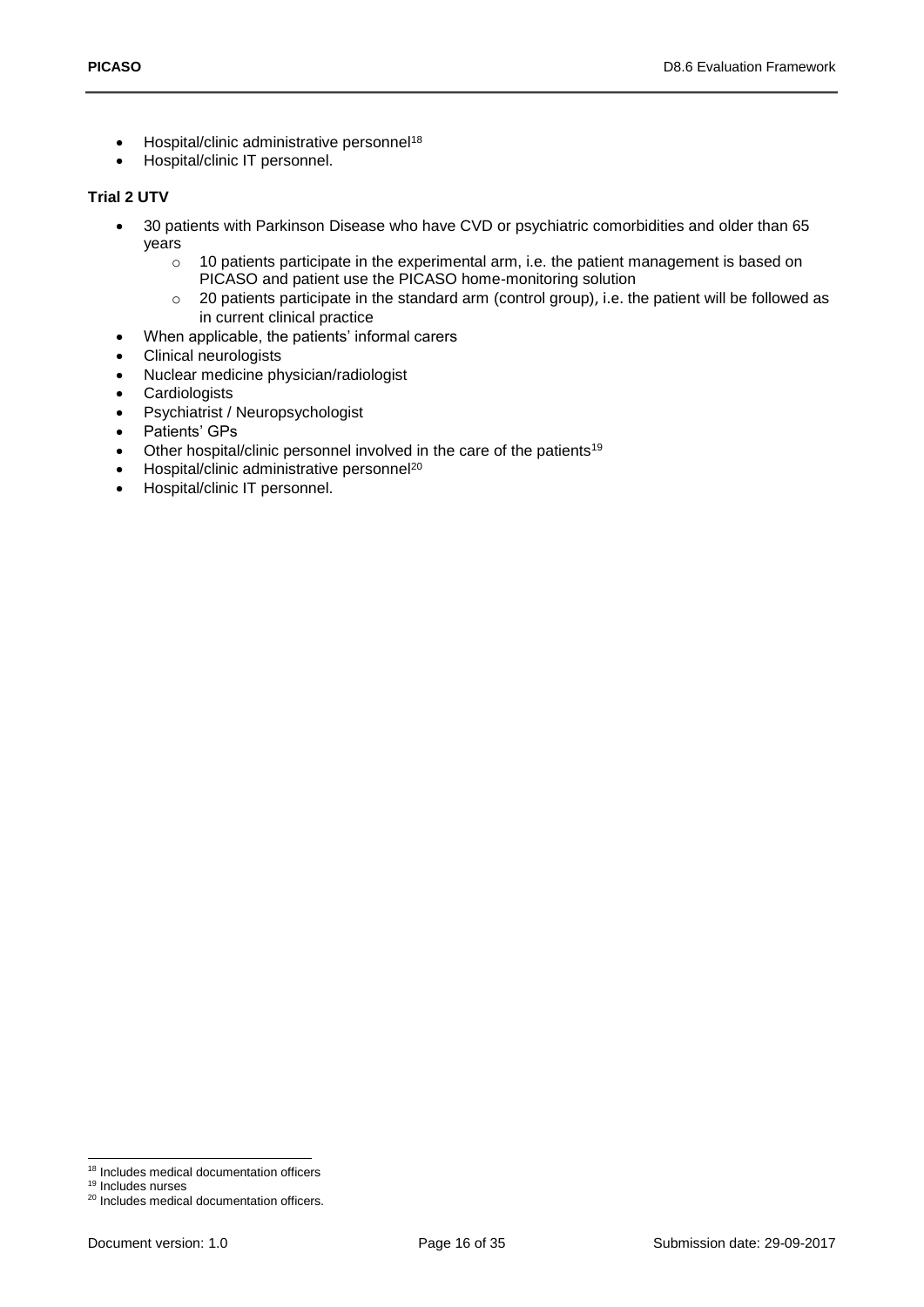- Hospital/clinic administrative personnel[18]
- Hospital/clinic IT personnel.

**Trial 2 UTV**

- 30 patients with Parkinson Disease who have CVD or psychiatric comorbidities and older than 65 years
  - 10 patients participate in the experimental arm, i.e. the patient management is based on PICASO and patient use the PICASO home-monitoring solution
  - 20 patients participate in the standard arm (control group), i.e. the patient will be followed as in current clinical practice
- When applicable, the patients' informal carers
- Clinical neurologists
- Nuclear medicine physician/radiologist
- Cardiologists
- Psychiatrist / Neuropsychologist
- Patients' GPs
- Other hospital/clinic personnel involved in the care of the patients[19]
- Hospital/clinic administrative personnel[20]
- Hospital/clinic IT personnel.

[18] Includes medical documentation officers

[19] Includes nurses

[20] Includes medical documentation officers.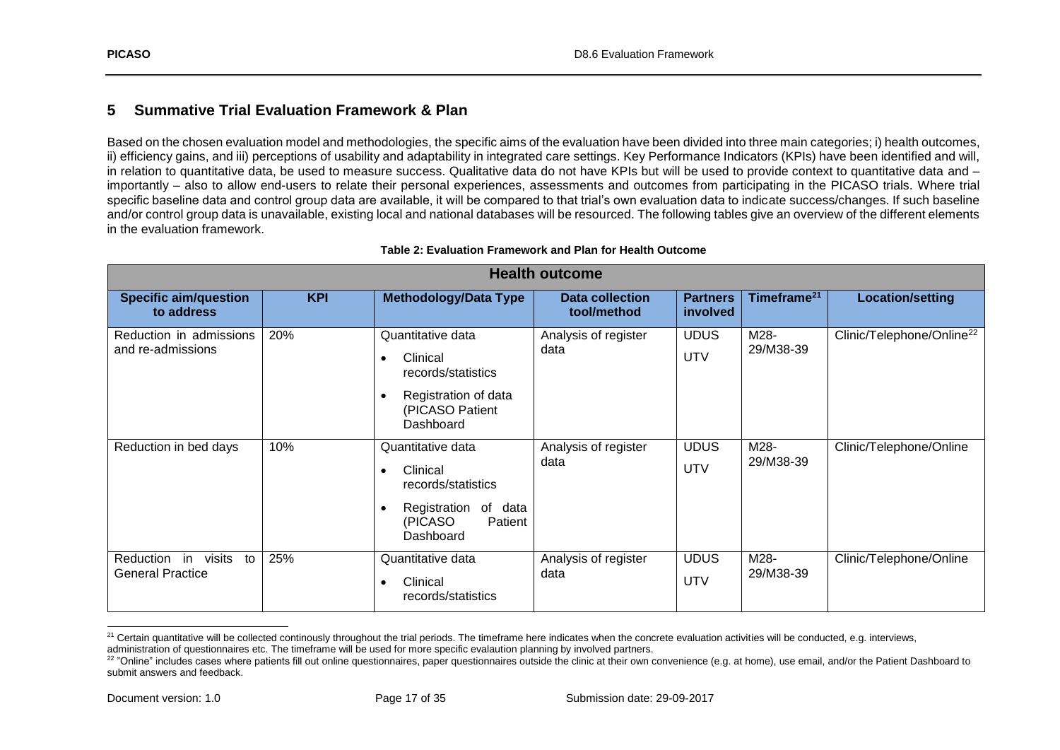## 5 Summative Trial Evaluation Framework & Plan

Based on the chosen evaluation model and methodologies, the specific aims of the evaluation have been divided into three main categories; i) health outcomes, ii) efficiency gains, and iii) perceptions of usability and adaptability in integrated care settings. Key Performance Indicators (KPIs) have been identified and will, in relation to quantitative data, be used to measure success. Qualitative data do not have KPIs but will be used to provide context to quantitative data and – importantly – also to allow end-users to relate their personal experiences, assessments and outcomes from participating in the PICASO trials. Where trial specific baseline data and control group data are available, it will be compared to that trial's own evaluation data to indicate success/changes. If such baseline and/or control group data is unavailable, existing local and national databases will be resourced. The following tables give an overview of the different elements in the evaluation framework.

**Table 2: Evaluation Framework and Plan for Health Outcome**

| **Health outcome** | | | | | | |
|---|---|---|---|---|---|---|
| **Specific aim/question to address** | **KPI** | **Methodology/Data Type** | **Data collection tool/method** | **Partners involved** | **Timeframe[21]** | **Location/setting** |
| Reduction in admissions and re-admissions | 20% | Quantitative data<br>• Clinical records/statistics<br>• Registration of data (PICASO Patient Dashboard | Analysis of register data | UDUS<br>UTV | M28-29/M38-39 | Clinic/Telephone/Online[22] |
| Reduction in bed days | 10% | Quantitative data<br>• Clinical records/statistics<br>• Registration of data (PICASO Patient Dashboard | Analysis of register data | UDUS<br>UTV | M28-29/M38-39 | Clinic/Telephone/Online |
| Reduction in visits to General Practice | 25% | Quantitative data<br>• Clinical records/statistics | Analysis of register data | UDUS<br>UTV | M28-29/M38-39 | Clinic/Telephone/Online |

[21] Certain quantitative will be collected continously throughout the trial periods. The timeframe here indicates when the concrete evaluation activities will be conducted, e.g. interviews, administration of questionnaires etc. The timeframe will be used for more specific evalaution planning by involved partners.

[22] "Online" includes cases where patients fill out online questionnaires, paper questionnaires outside the clinic at their own convenience (e.g. at home), use email, and/or the Patient Dashboard to submit answers and feedback.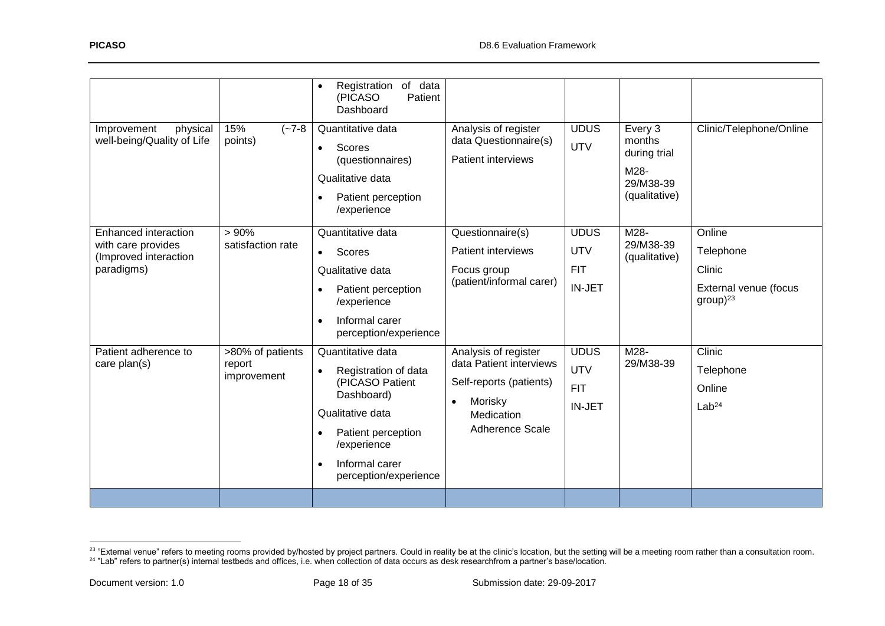| | | | | | | |
|---|---|---|---|---|---|---|
| | | • Registration of data (PICASO Patient Dashboard | | | | |
| Improvement physical well-being/Quality of Life | 15% (~7-8 points) | Quantitative data<br>• Scores (questionnaires)<br>Qualitative data<br>• Patient perception /experience | Analysis of register data Questionnaire(s)<br>Patient interviews | UDUS<br>UTV | Every 3 months during trial<br>M28-29/M38-39 (qualitative) | Clinic/Telephone/Online |
| Enhanced interaction with care provides (Improved interaction paradigms) | > 90% satisfaction rate | Quantitative data<br>• Scores<br>Qualitative data<br>• Patient perception /experience<br>• Informal carer perception/experience | Questionnaire(s)<br>Patient interviews<br>Focus group (patient/informal carer) | UDUS<br>UTV<br>FIT<br>IN-JET | M28-29/M38-39 (qualitative) | Online<br>Telephone<br>Clinic<br>External venue (focus group)[23] |
| Patient adherence to care plan(s) | >80% of patients report improvement | Quantitative data<br>• Registration of data (PICASO Patient Dashboard)<br>Qualitative data<br>• Patient perception /experience<br>• Informal carer perception/experience | Analysis of register data Patient interviews<br>Self-reports (patients)<br>• Morisky Medication Adherence Scale | UDUS<br>UTV<br>FIT<br>IN-JET | M28-29/M38-39 | Clinic<br>Telephone<br>Online<br>Lab[24] |
| | | | | | | |

[23] "External venue" refers to meeting rooms provided by/hosted by project partners. Could in reality be at the clinic's location, but the setting will be a meeting room rather than a consultation room.

[24] "Lab" refers to partner(s) internal testbeds and offices, i.e. when collection of data occurs as desk researchfrom a partner's base/location.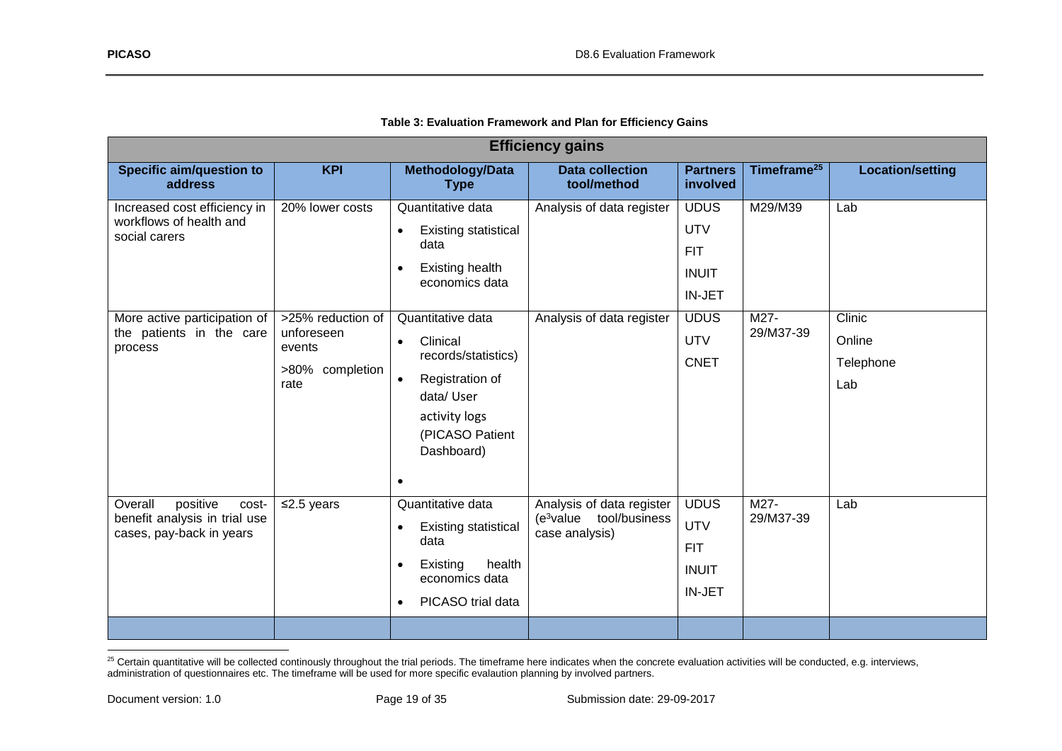**Table 3: Evaluation Framework and Plan for Efficiency Gains**

| Efficiency gains | | | | | | |
|---|---|---|---|---|---|---|
| **Specific aim/question to address** | **KPI** | **Methodology/Data Type** | **Data collection tool/method** | **Partners involved** | **Timeframe[25]** | **Location/setting** |
| Increased cost efficiency in workflows of health and social carers | 20% lower costs | Quantitative data<br>• Existing statistical data<br>• Existing health economics data | Analysis of data register | UDUS<br>UTV<br>FIT<br>INUIT<br>IN-JET | M29/M39 | Lab |
| More active participation of the patients in the care process | >25% reduction of unforeseen events<br>>80% completion rate | Quantitative data<br>• Clinical records/statistics)<br>• Registration of data/ User activity logs (PICASO Patient Dashboard)<br>• | Analysis of data register | UDUS<br>UTV<br>CNET | M27-29/M37-39 | Clinic<br>Online<br>Telephone<br>Lab |
| Overall positive cost-benefit analysis in trial use cases, pay-back in years | ≤2.5 years | Quantitative data<br>• Existing statistical data<br>• Existing health economics data<br>• PICASO trial data | Analysis of data register ($e^3$value tool/business case analysis) | UDUS<br>UTV<br>FIT<br>INUIT<br>IN-JET | M27-29/M37-39 | Lab |
| | | | | | | |

[25] Certain quantitative will be collected continously throughout the trial periods. The timeframe here indicates when the concrete evaluation activities will be conducted, e.g. interviews, administration of questionnaires etc. The timeframe will be used for more specific evalaution planning by involved partners.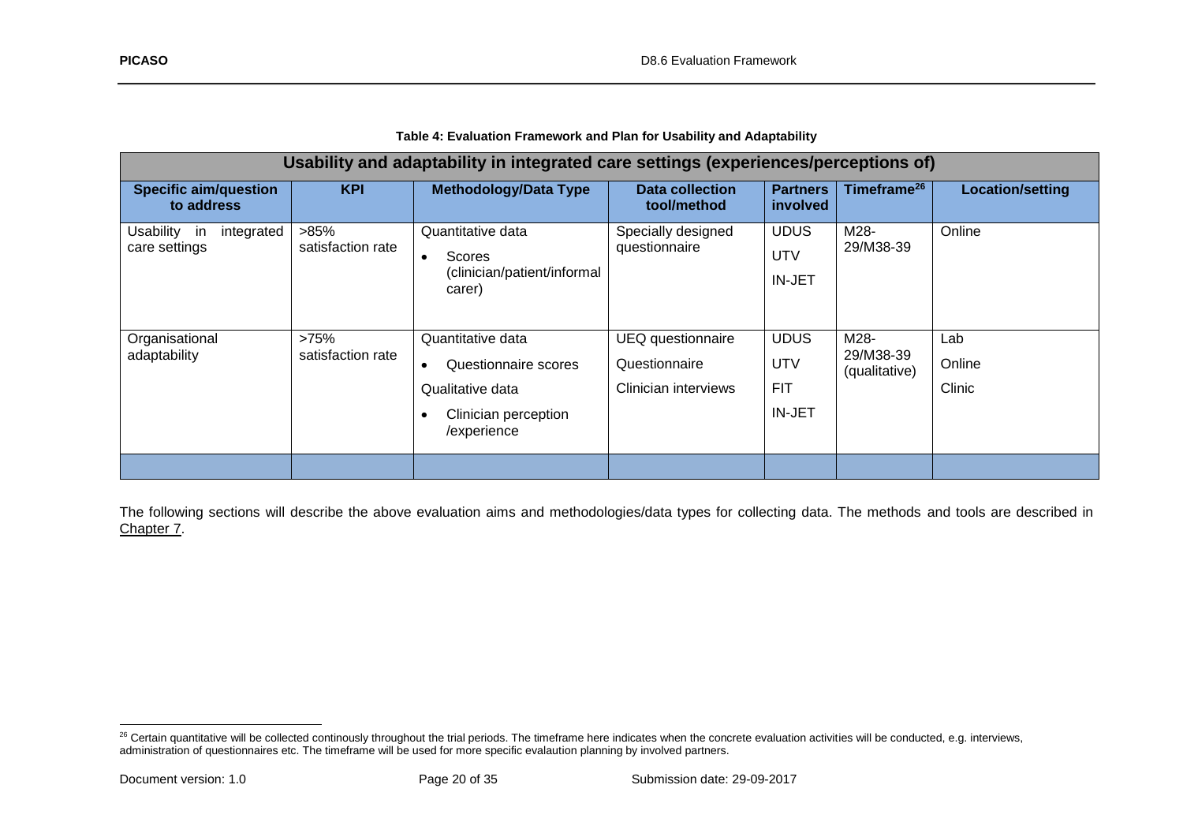**Table 4: Evaluation Framework and Plan for Usability and Adaptability**

| Usability and adaptability in integrated care settings (experiences/perceptions of) | | | | | | |
|---|---|---|---|---|---|---|
| **Specific aim/question to address** | **KPI** | **Methodology/Data Type** | **Data collection tool/method** | **Partners involved** | **Timeframe[26]** | **Location/setting** |
| Usability in integrated care settings | >85% satisfaction rate | Quantitative data<br>• Scores (clinician/patient/informal carer) | Specially designed questionnaire | UDUS<br>UTV<br>IN-JET | M28-29/M38-39 | Online |
| Organisational adaptability | >75% satisfaction rate | Quantitative data<br>• Questionnaire scores<br>Qualitative data<br>• Clinician perception /experience | UEQ questionnaire<br>Questionnaire<br>Clinician interviews | UDUS<br>UTV<br>FIT<br>IN-JET | M28-29/M38-39 (qualitative) | Lab<br>Online<br>Clinic |
| | | | | | | |

The following sections will describe the above evaluation aims and methodologies/data types for collecting data. The methods and tools are described in Chapter 7.

[26] Certain quantitative will be collected continously throughout the trial periods. The timeframe here indicates when the concrete evaluation activities will be conducted, e.g. interviews, administration of questionnaires etc. The timeframe will be used for more specific evalaution planning by involved partners.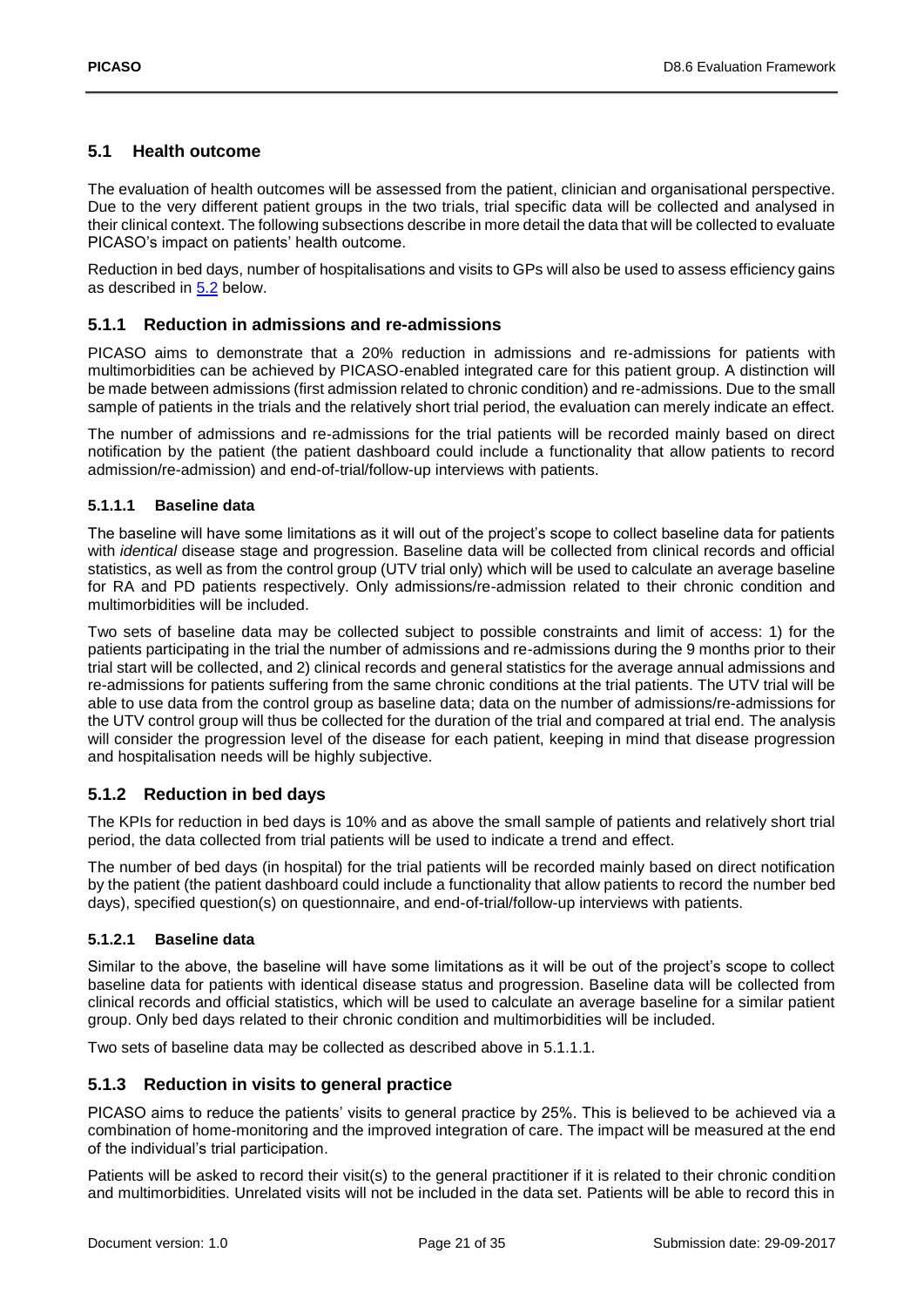## 5.1 Health outcome

The evaluation of health outcomes will be assessed from the patient, clinician and organisational perspective. Due to the very different patient groups in the two trials, trial specific data will be collected and analysed in their clinical context. The following subsections describe in more detail the data that will be collected to evaluate PICASO's impact on patients' health outcome.

Reduction in bed days, number of hospitalisations and visits to GPs will also be used to assess efficiency gains as described in 5.2 below.

### 5.1.1 Reduction in admissions and re-admissions

PICASO aims to demonstrate that a 20% reduction in admissions and re-admissions for patients with multimorbidities can be achieved by PICASO-enabled integrated care for this patient group. A distinction will be made between admissions (first admission related to chronic condition) and re-admissions. Due to the small sample of patients in the trials and the relatively short trial period, the evaluation can merely indicate an effect.

The number of admissions and re-admissions for the trial patients will be recorded mainly based on direct notification by the patient (the patient dashboard could include a functionality that allow patients to record admission/re-admission) and end-of-trial/follow-up interviews with patients.

#### 5.1.1.1 Baseline data

The baseline will have some limitations as it will out of the project's scope to collect baseline data for patients with *identical* disease stage and progression. Baseline data will be collected from clinical records and official statistics, as well as from the control group (UTV trial only) which will be used to calculate an average baseline for RA and PD patients respectively. Only admissions/re-admission related to their chronic condition and multimorbidities will be included.

Two sets of baseline data may be collected subject to possible constraints and limit of access: 1) for the patients participating in the trial the number of admissions and re-admissions during the 9 months prior to their trial start will be collected, and 2) clinical records and general statistics for the average annual admissions and re-admissions for patients suffering from the same chronic conditions at the trial patients. The UTV trial will be able to use data from the control group as baseline data; data on the number of admissions/re-admissions for the UTV control group will thus be collected for the duration of the trial and compared at trial end. The analysis will consider the progression level of the disease for each patient, keeping in mind that disease progression and hospitalisation needs will be highly subjective.

### 5.1.2 Reduction in bed days

The KPIs for reduction in bed days is 10% and as above the small sample of patients and relatively short trial period, the data collected from trial patients will be used to indicate a trend and effect.

The number of bed days (in hospital) for the trial patients will be recorded mainly based on direct notification by the patient (the patient dashboard could include a functionality that allow patients to record the number bed days), specified question(s) on questionnaire, and end-of-trial/follow-up interviews with patients.

#### 5.1.2.1 Baseline data

Similar to the above, the baseline will have some limitations as it will be out of the project's scope to collect baseline data for patients with identical disease status and progression. Baseline data will be collected from clinical records and official statistics, which will be used to calculate an average baseline for a similar patient group. Only bed days related to their chronic condition and multimorbidities will be included.

Two sets of baseline data may be collected as described above in 5.1.1.1.

### 5.1.3 Reduction in visits to general practice

PICASO aims to reduce the patients' visits to general practice by 25%. This is believed to be achieved via a combination of home-monitoring and the improved integration of care. The impact will be measured at the end of the individual's trial participation.

Patients will be asked to record their visit(s) to the general practitioner if it is related to their chronic condition and multimorbidities. Unrelated visits will not be included in the data set. Patients will be able to record this in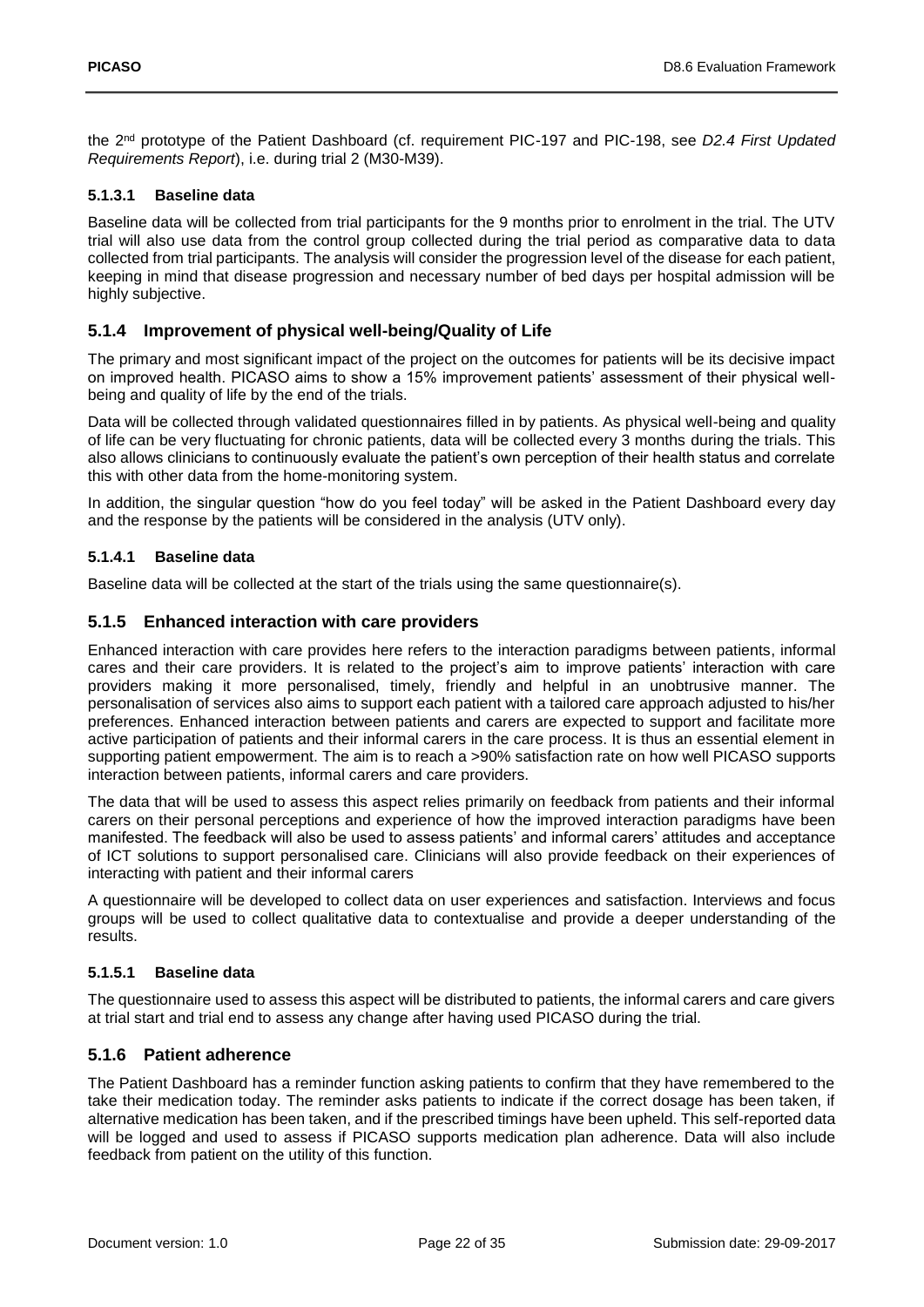the 2nd prototype of the Patient Dashboard (cf. requirement PIC-197 and PIC-198, see *D2.4 First Updated Requirements Report*), i.e. during trial 2 (M30-M39).

#### 5.1.3.1 Baseline data

Baseline data will be collected from trial participants for the 9 months prior to enrolment in the trial. The UTV trial will also use data from the control group collected during the trial period as comparative data to data collected from trial participants. The analysis will consider the progression level of the disease for each patient, keeping in mind that disease progression and necessary number of bed days per hospital admission will be highly subjective.

### 5.1.4 Improvement of physical well-being/Quality of Life

The primary and most significant impact of the project on the outcomes for patients will be its decisive impact on improved health. PICASO aims to show a 15% improvement patients' assessment of their physical well-being and quality of life by the end of the trials.

Data will be collected through validated questionnaires filled in by patients. As physical well-being and quality of life can be very fluctuating for chronic patients, data will be collected every 3 months during the trials. This also allows clinicians to continuously evaluate the patient's own perception of their health status and correlate this with other data from the home-monitoring system.

In addition, the singular question "how do you feel today" will be asked in the Patient Dashboard every day and the response by the patients will be considered in the analysis (UTV only).

#### 5.1.4.1 Baseline data

Baseline data will be collected at the start of the trials using the same questionnaire(s).

### 5.1.5 Enhanced interaction with care providers

Enhanced interaction with care provides here refers to the interaction paradigms between patients, informal cares and their care providers. It is related to the project's aim to improve patients' interaction with care providers making it more personalised, timely, friendly and helpful in an unobtrusive manner. The personalisation of services also aims to support each patient with a tailored care approach adjusted to his/her preferences. Enhanced interaction between patients and carers are expected to support and facilitate more active participation of patients and their informal carers in the care process. It is thus an essential element in supporting patient empowerment. The aim is to reach a >90% satisfaction rate on how well PICASO supports interaction between patients, informal carers and care providers.

The data that will be used to assess this aspect relies primarily on feedback from patients and their informal carers on their personal perceptions and experience of how the improved interaction paradigms have been manifested. The feedback will also be used to assess patients' and informal carers' attitudes and acceptance of ICT solutions to support personalised care. Clinicians will also provide feedback on their experiences of interacting with patient and their informal carers

A questionnaire will be developed to collect data on user experiences and satisfaction. Interviews and focus groups will be used to collect qualitative data to contextualise and provide a deeper understanding of the results.

#### 5.1.5.1 Baseline data

The questionnaire used to assess this aspect will be distributed to patients, the informal carers and care givers at trial start and trial end to assess any change after having used PICASO during the trial.

### 5.1.6 Patient adherence

The Patient Dashboard has a reminder function asking patients to confirm that they have remembered to the take their medication today. The reminder asks patients to indicate if the correct dosage has been taken, if alternative medication has been taken, and if the prescribed timings have been upheld. This self-reported data will be logged and used to assess if PICASO supports medication plan adherence. Data will also include feedback from patient on the utility of this function.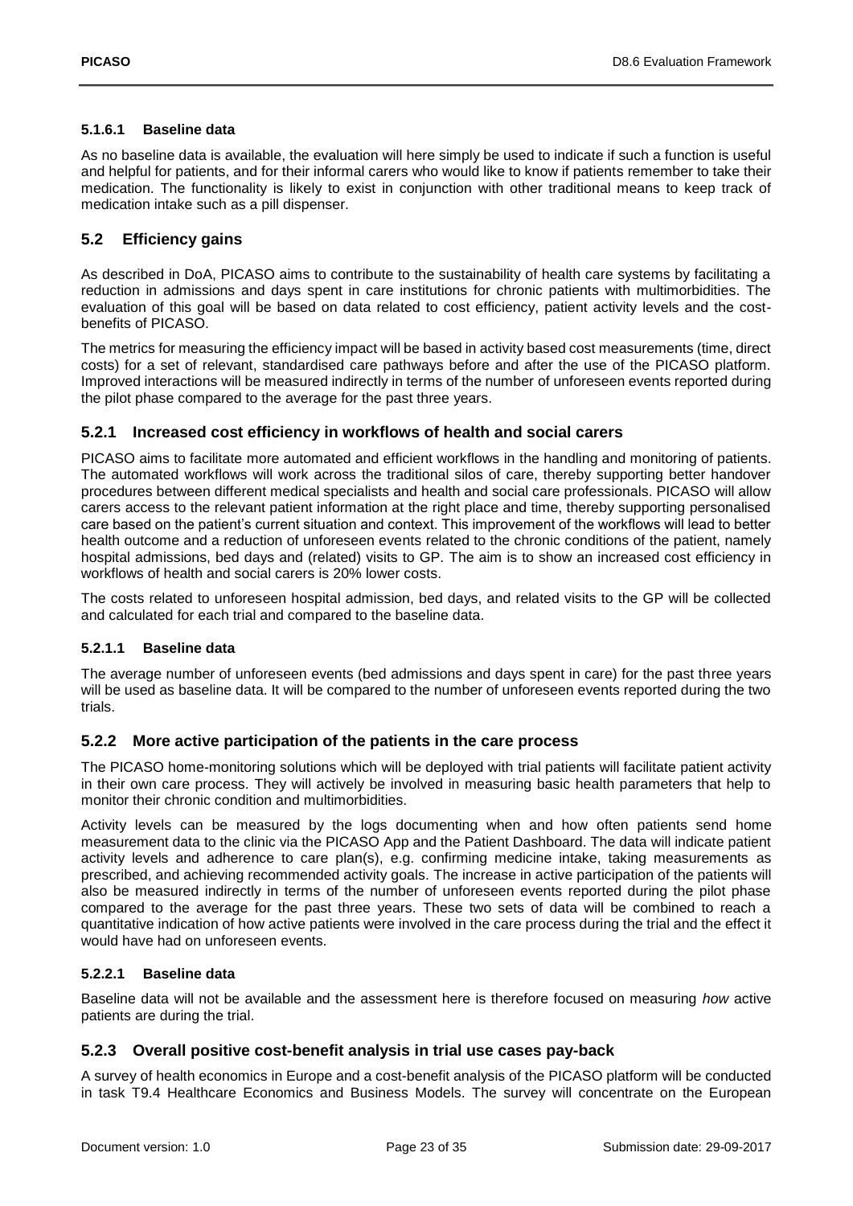#### 5.1.6.1 Baseline data

As no baseline data is available, the evaluation will here simply be used to indicate if such a function is useful and helpful for patients, and for their informal carers who would like to know if patients remember to take their medication. The functionality is likely to exist in conjunction with other traditional means to keep track of medication intake such as a pill dispenser.

## 5.2 Efficiency gains

As described in DoA, PICASO aims to contribute to the sustainability of health care systems by facilitating a reduction in admissions and days spent in care institutions for chronic patients with multimorbidities. The evaluation of this goal will be based on data related to cost efficiency, patient activity levels and the cost-benefits of PICASO.

The metrics for measuring the efficiency impact will be based in activity based cost measurements (time, direct costs) for a set of relevant, standardised care pathways before and after the use of the PICASO platform. Improved interactions will be measured indirectly in terms of the number of unforeseen events reported during the pilot phase compared to the average for the past three years.

### 5.2.1 Increased cost efficiency in workflows of health and social carers

PICASO aims to facilitate more automated and efficient workflows in the handling and monitoring of patients. The automated workflows will work across the traditional silos of care, thereby supporting better handover procedures between different medical specialists and health and social care professionals. PICASO will allow carers access to the relevant patient information at the right place and time, thereby supporting personalised care based on the patient's current situation and context. This improvement of the workflows will lead to better health outcome and a reduction of unforeseen events related to the chronic conditions of the patient, namely hospital admissions, bed days and (related) visits to GP. The aim is to show an increased cost efficiency in workflows of health and social carers is 20% lower costs.

The costs related to unforeseen hospital admission, bed days, and related visits to the GP will be collected and calculated for each trial and compared to the baseline data.

#### 5.2.1.1 Baseline data

The average number of unforeseen events (bed admissions and days spent in care) for the past three years will be used as baseline data. It will be compared to the number of unforeseen events reported during the two trials.

### 5.2.2 More active participation of the patients in the care process

The PICASO home-monitoring solutions which will be deployed with trial patients will facilitate patient activity in their own care process. They will actively be involved in measuring basic health parameters that help to monitor their chronic condition and multimorbidities.

Activity levels can be measured by the logs documenting when and how often patients send home measurement data to the clinic via the PICASO App and the Patient Dashboard. The data will indicate patient activity levels and adherence to care plan(s), e.g. confirming medicine intake, taking measurements as prescribed, and achieving recommended activity goals. The increase in active participation of the patients will also be measured indirectly in terms of the number of unforeseen events reported during the pilot phase compared to the average for the past three years. These two sets of data will be combined to reach a quantitative indication of how active patients were involved in the care process during the trial and the effect it would have had on unforeseen events.

#### 5.2.2.1 Baseline data

Baseline data will not be available and the assessment here is therefore focused on measuring *how* active patients are during the trial.

### 5.2.3 Overall positive cost-benefit analysis in trial use cases pay-back

A survey of health economics in Europe and a cost-benefit analysis of the PICASO platform will be conducted in task T9.4 Healthcare Economics and Business Models. The survey will concentrate on the European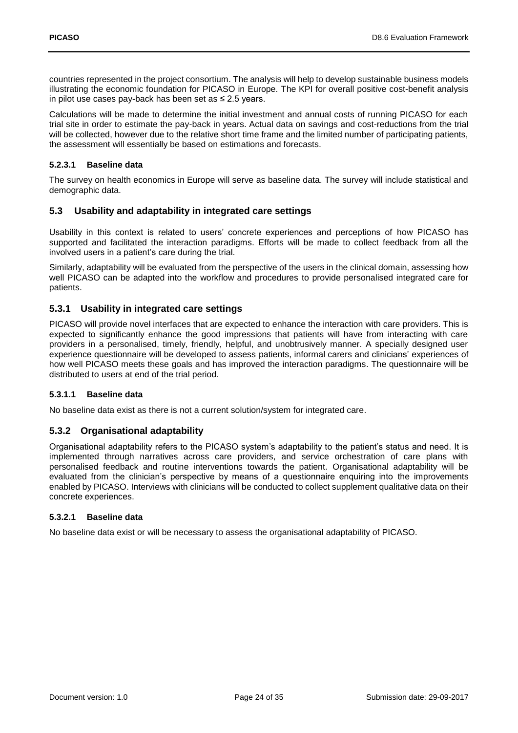countries represented in the project consortium. The analysis will help to develop sustainable business models illustrating the economic foundation for PICASO in Europe. The KPI for overall positive cost-benefit analysis in pilot use cases pay-back has been set as ≤ 2.5 years.

Calculations will be made to determine the initial investment and annual costs of running PICASO for each trial site in order to estimate the pay-back in years. Actual data on savings and cost-reductions from the trial will be collected, however due to the relative short time frame and the limited number of participating patients, the assessment will essentially be based on estimations and forecasts.

#### 5.2.3.1 Baseline data

The survey on health economics in Europe will serve as baseline data. The survey will include statistical and demographic data.

## 5.3 Usability and adaptability in integrated care settings

Usability in this context is related to users' concrete experiences and perceptions of how PICASO has supported and facilitated the interaction paradigms. Efforts will be made to collect feedback from all the involved users in a patient's care during the trial.

Similarly, adaptability will be evaluated from the perspective of the users in the clinical domain, assessing how well PICASO can be adapted into the workflow and procedures to provide personalised integrated care for patients.

### 5.3.1 Usability in integrated care settings

PICASO will provide novel interfaces that are expected to enhance the interaction with care providers. This is expected to significantly enhance the good impressions that patients will have from interacting with care providers in a personalised, timely, friendly, helpful, and unobtrusively manner. A specially designed user experience questionnaire will be developed to assess patients, informal carers and clinicians' experiences of how well PICASO meets these goals and has improved the interaction paradigms. The questionnaire will be distributed to users at end of the trial period.

#### 5.3.1.1 Baseline data

No baseline data exist as there is not a current solution/system for integrated care.

### 5.3.2 Organisational adaptability

Organisational adaptability refers to the PICASO system's adaptability to the patient's status and need. It is implemented through narratives across care providers, and service orchestration of care plans with personalised feedback and routine interventions towards the patient. Organisational adaptability will be evaluated from the clinician's perspective by means of a questionnaire enquiring into the improvements enabled by PICASO. Interviews with clinicians will be conducted to collect supplement qualitative data on their concrete experiences.

#### 5.3.2.1 Baseline data

No baseline data exist or will be necessary to assess the organisational adaptability of PICASO.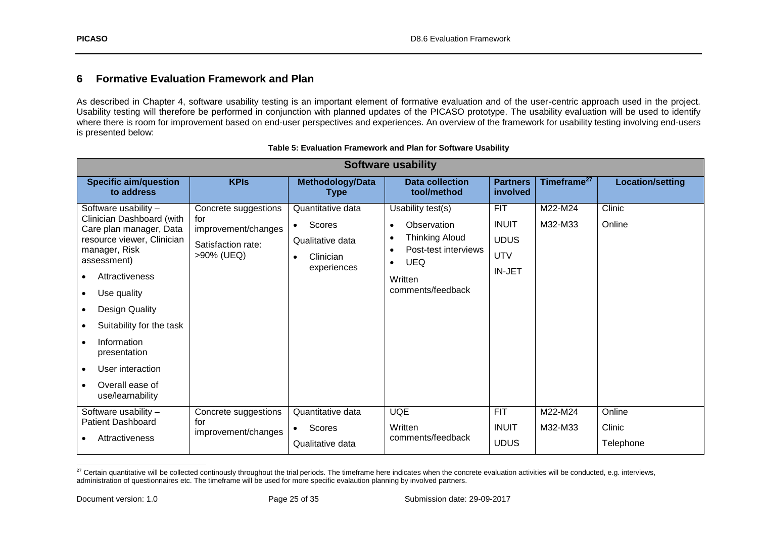## 6 Formative Evaluation Framework and Plan

As described in Chapter 4, software usability testing is an important element of formative evaluation and of the user-centric approach used in the project. Usability testing will therefore be performed in conjunction with planned updates of the PICASO prototype. The usability evaluation will be used to identify where there is room for improvement based on end-user perspectives and experiences. An overview of the framework for usability testing involving end-users is presented below:

**Table 5: Evaluation Framework and Plan for Software Usability**

| **Software usability** | | | | | | |
|---|---|---|---|---|---|---|
| **Specific aim/question to address** | **KPIs** | **Methodology/Data Type** | **Data collection tool/method** | **Partners involved** | **Timeframe[27]** | **Location/setting** |
| Software usability – Clinician Dashboard (with Care plan manager, Data resource viewer, Clinician manager, Risk assessment)<br>• Attractiveness<br>• Use quality<br>• Design Quality<br>• Suitability for the task<br>• Information presentation<br>• User interaction<br>• Overall ease of use/learnability | Concrete suggestions for improvement/changes<br>Satisfaction rate: >90% (UEQ) | Quantitative data<br>• Scores<br>Qualitative data<br>• Clinician experiences | Usability test(s)<br>• Observation<br>• Thinking Aloud<br>• Post-test interviews<br>• UEQ<br>Written comments/feedback | FIT<br>INUIT<br>UDUS<br>UTV<br>IN-JET | M22-M24<br>M32-M33 | Clinic<br>Online |
| Software usability – Patient Dashboard<br>• Attractiveness | Concrete suggestions for improvement/changes | Quantitative data<br>• Scores<br>Qualitative data | UQE<br>Written comments/feedback | FIT<br>INUIT<br>UDUS | M22-M24<br>M32-M33 | Online<br>Clinic<br>Telephone |

[27] Certain quantitative will be collected continously throughout the trial periods. The timeframe here indicates when the concrete evaluation activities will be conducted, e.g. interviews, administration of questionnaires etc. The timeframe will be used for more specific evalaution planning by involved partners.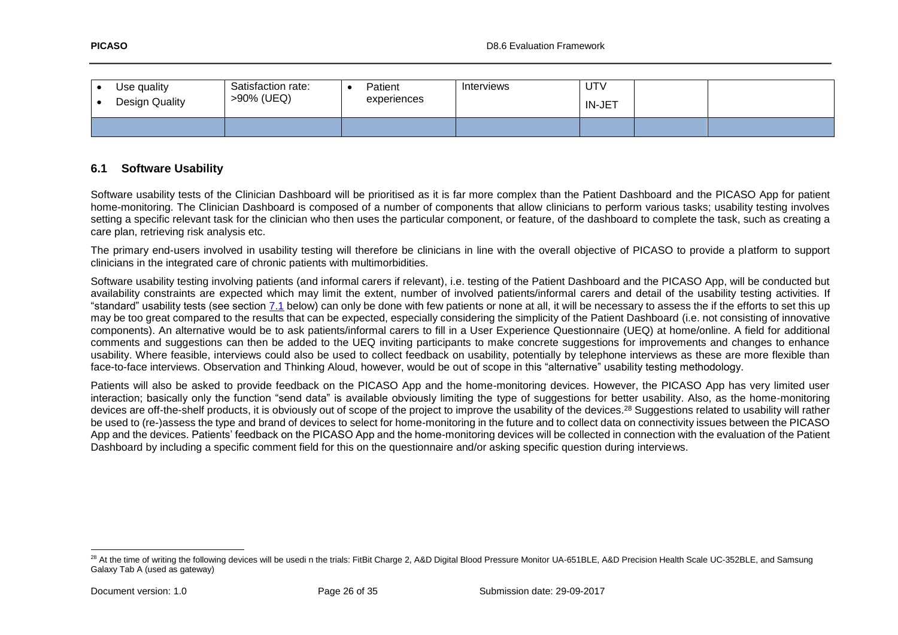| | | | | | | |
|---|---|---|---|---|---|---|
| • Use quality<br>• Design Quality | Satisfaction rate: >90% (UEQ) | • Patient experiences | Interviews | UTV<br>IN-JET | | |
| | | | | | | |

## 6.1 Software Usability

Software usability tests of the Clinician Dashboard will be prioritised as it is far more complex than the Patient Dashboard and the PICASO App for patient home-monitoring. The Clinician Dashboard is composed of a number of components that allow clinicians to perform various tasks; usability testing involves setting a specific relevant task for the clinician who then uses the particular component, or feature, of the dashboard to complete the task, such as creating a care plan, retrieving risk analysis etc.

The primary end-users involved in usability testing will therefore be clinicians in line with the overall objective of PICASO to provide a platform to support clinicians in the integrated care of chronic patients with multimorbidities.

Software usability testing involving patients (and informal carers if relevant), i.e. testing of the Patient Dashboard and the PICASO App, will be conducted but availability constraints are expected which may limit the extent, number of involved patients/informal carers and detail of the usability testing activities. If "standard" usability tests (see section 7.1 below) can only be done with few patients or none at all, it will be necessary to assess the if the efforts to set this up may be too great compared to the results that can be expected, especially considering the simplicity of the Patient Dashboard (i.e. not consisting of innovative components). An alternative would be to ask patients/informal carers to fill in a User Experience Questionnaire (UEQ) at home/online. A field for additional comments and suggestions can then be added to the UEQ inviting participants to make concrete suggestions for improvements and changes to enhance usability. Where feasible, interviews could also be used to collect feedback on usability, potentially by telephone interviews as these are more flexible than face-to-face interviews. Observation and Thinking Aloud, however, would be out of scope in this "alternative" usability testing methodology.

Patients will also be asked to provide feedback on the PICASO App and the home-monitoring devices. However, the PICASO App has very limited user interaction; basically only the function "send data" is available obviously limiting the type of suggestions for better usability. Also, as the home-monitoring devices are off-the-shelf products, it is obviously out of scope of the project to improve the usability of the devices.[28] Suggestions related to usability will rather be used to (re-)assess the type and brand of devices to select for home-monitoring in the future and to collect data on connectivity issues between the PICASO App and the devices. Patients' feedback on the PICASO App and the home-monitoring devices will be collected in connection with the evaluation of the Patient Dashboard by including a specific comment field for this on the questionnaire and/or asking specific question during interviews.

---

[28] At the time of writing the following devices will be usedi n the trials: FitBit Charge 2, A&D Digital Blood Pressure Monitor UA-651BLE, A&D Precision Health Scale UC-352BLE, and Samsung Galaxy Tab A (used as gateway)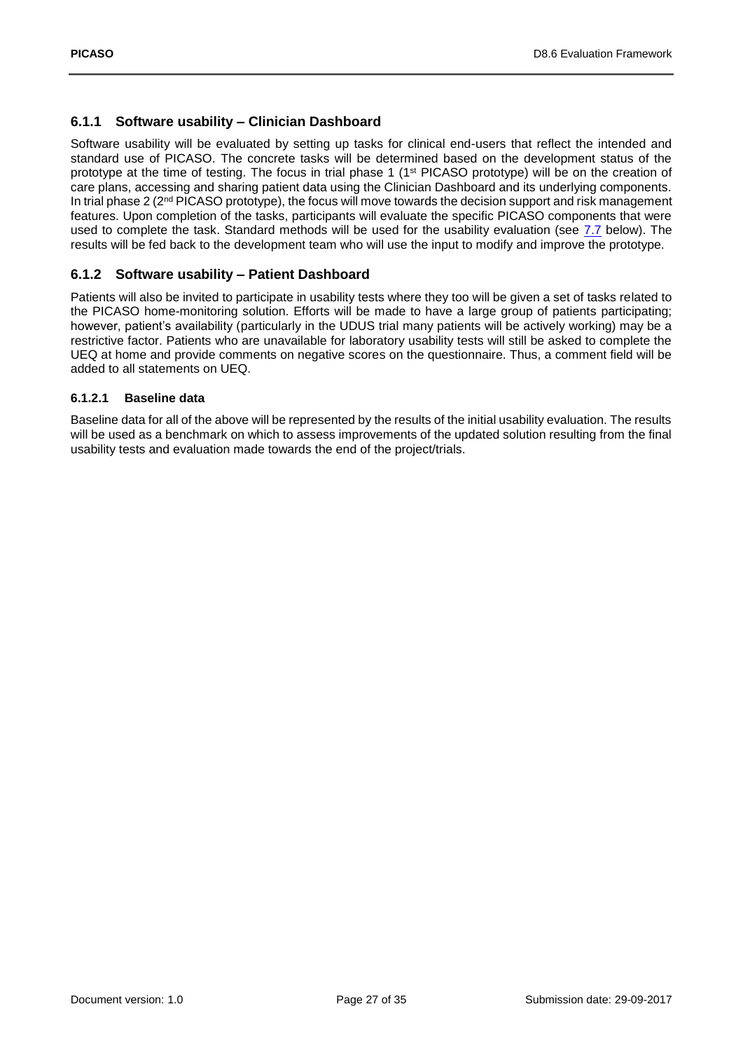### 6.1.1 Software usability – Clinician Dashboard

Software usability will be evaluated by setting up tasks for clinical end-users that reflect the intended and standard use of PICASO. The concrete tasks will be determined based on the development status of the prototype at the time of testing. The focus in trial phase 1 (1st PICASO prototype) will be on the creation of care plans, accessing and sharing patient data using the Clinician Dashboard and its underlying components. In trial phase 2 (2nd PICASO prototype), the focus will move towards the decision support and risk management features. Upon completion of the tasks, participants will evaluate the specific PICASO components that were used to complete the task. Standard methods will be used for the usability evaluation (see 7.7 below). The results will be fed back to the development team who will use the input to modify and improve the prototype.

### 6.1.2 Software usability – Patient Dashboard

Patients will also be invited to participate in usability tests where they too will be given a set of tasks related to the PICASO home-monitoring solution. Efforts will be made to have a large group of patients participating; however, patient's availability (particularly in the UDUS trial many patients will be actively working) may be a restrictive factor. Patients who are unavailable for laboratory usability tests will still be asked to complete the UEQ at home and provide comments on negative scores on the questionnaire. Thus, a comment field will be added to all statements on UEQ.

#### 6.1.2.1 Baseline data

Baseline data for all of the above will be represented by the results of the initial usability evaluation. The results will be used as a benchmark on which to assess improvements of the updated solution resulting from the final usability tests and evaluation made towards the end of the project/trials.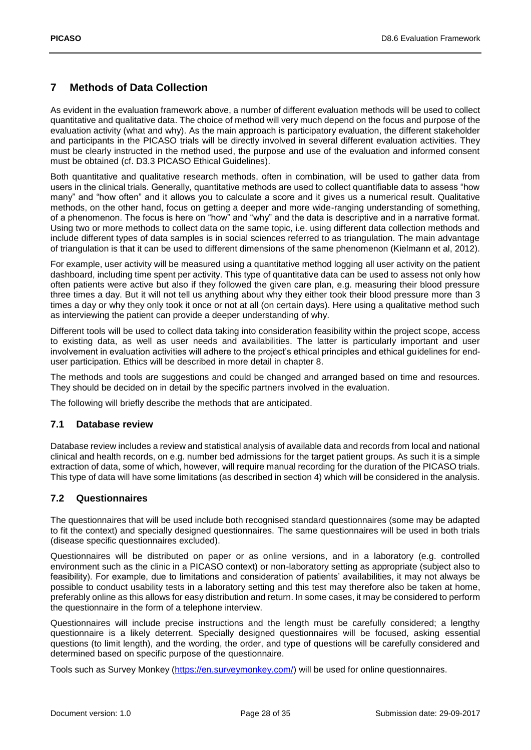## 7 Methods of Data Collection

As evident in the evaluation framework above, a number of different evaluation methods will be used to collect quantitative and qualitative data. The choice of method will very much depend on the focus and purpose of the evaluation activity (what and why). As the main approach is participatory evaluation, the different stakeholder and participants in the PICASO trials will be directly involved in several different evaluation activities. They must be clearly instructed in the method used, the purpose and use of the evaluation and informed consent must be obtained (cf. D3.3 PICASO Ethical Guidelines).

Both quantitative and qualitative research methods, often in combination, will be used to gather data from users in the clinical trials. Generally, quantitative methods are used to collect quantifiable data to assess "how many" and "how often" and it allows you to calculate a score and it gives us a numerical result. Qualitative methods, on the other hand, focus on getting a deeper and more wide-ranging understanding of something, of a phenomenon. The focus is here on "how" and "why" and the data is descriptive and in a narrative format. Using two or more methods to collect data on the same topic, i.e. using different data collection methods and include different types of data samples is in social sciences referred to as triangulation. The main advantage of triangulation is that it can be used to different dimensions of the same phenomenon (Kielmann et al, 2012).

For example, user activity will be measured using a quantitative method logging all user activity on the patient dashboard, including time spent per activity. This type of quantitative data can be used to assess not only how often patients were active but also if they followed the given care plan, e.g. measuring their blood pressure three times a day. But it will not tell us anything about why they either took their blood pressure more than 3 times a day or why they only took it once or not at all (on certain days). Here using a qualitative method such as interviewing the patient can provide a deeper understanding of why.

Different tools will be used to collect data taking into consideration feasibility within the project scope, access to existing data, as well as user needs and availabilities. The latter is particularly important and user involvement in evaluation activities will adhere to the project's ethical principles and ethical guidelines for end-user participation. Ethics will be described in more detail in chapter 8.

The methods and tools are suggestions and could be changed and arranged based on time and resources. They should be decided on in detail by the specific partners involved in the evaluation.

The following will briefly describe the methods that are anticipated.

### 7.1 Database review

Database review includes a review and statistical analysis of available data and records from local and national clinical and health records, on e.g. number bed admissions for the target patient groups. As such it is a simple extraction of data, some of which, however, will require manual recording for the duration of the PICASO trials. This type of data will have some limitations (as described in section 4) which will be considered in the analysis.

### 7.2 Questionnaires

The questionnaires that will be used include both recognised standard questionnaires (some may be adapted to fit the context) and specially designed questionnaires. The same questionnaires will be used in both trials (disease specific questionnaires excluded).

Questionnaires will be distributed on paper or as online versions, and in a laboratory (e.g. controlled environment such as the clinic in a PICASO context) or non-laboratory setting as appropriate (subject also to feasibility). For example, due to limitations and consideration of patients' availabilities, it may not always be possible to conduct usability tests in a laboratory setting and this test may therefore also be taken at home, preferably online as this allows for easy distribution and return. In some cases, it may be considered to perform the questionnaire in the form of a telephone interview.

Questionnaires will include precise instructions and the length must be carefully considered; a lengthy questionnaire is a likely deterrent. Specially designed questionnaires will be focused, asking essential questions (to limit length), and the wording, the order, and type of questions will be carefully considered and determined based on specific purpose of the questionnaire.

Tools such as Survey Monkey (https://en.surveymonkey.com/) will be used for online questionnaires.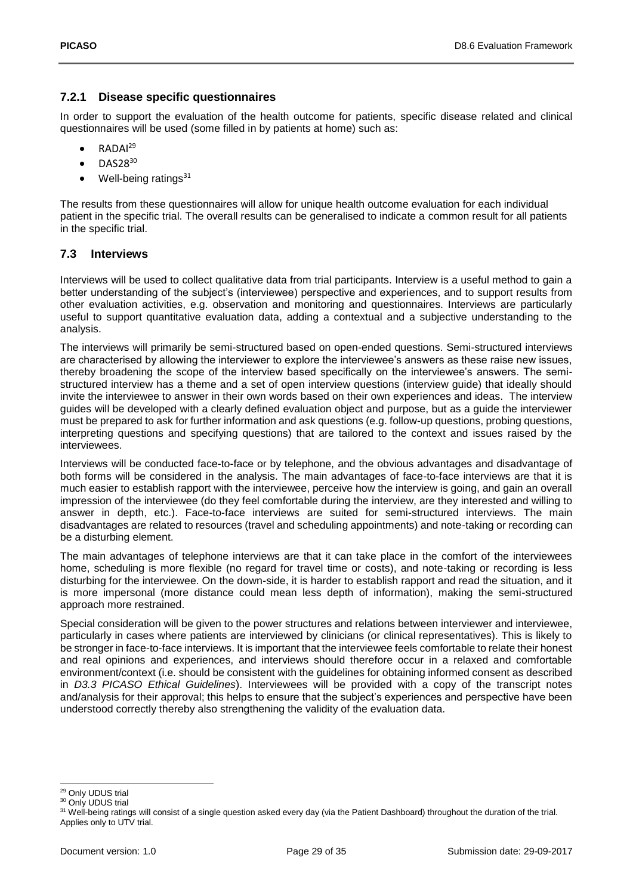### 7.2.1 Disease specific questionnaires

In order to support the evaluation of the health outcome for patients, specific disease related and clinical questionnaires will be used (some filled in by patients at home) such as:

- RADAI[29]
- DAS28[30]
- Well-being ratings[31]

The results from these questionnaires will allow for unique health outcome evaluation for each individual patient in the specific trial. The overall results can be generalised to indicate a common result for all patients in the specific trial.

## 7.3 Interviews

Interviews will be used to collect qualitative data from trial participants. Interview is a useful method to gain a better understanding of the subject's (interviewee) perspective and experiences, and to support results from other evaluation activities, e.g. observation and monitoring and questionnaires. Interviews are particularly useful to support quantitative evaluation data, adding a contextual and a subjective understanding to the analysis.

The interviews will primarily be semi-structured based on open-ended questions. Semi-structured interviews are characterised by allowing the interviewer to explore the interviewee's answers as these raise new issues, thereby broadening the scope of the interview based specifically on the interviewee's answers. The semi-structured interview has a theme and a set of open interview questions (interview guide) that ideally should invite the interviewee to answer in their own words based on their own experiences and ideas. The interview guides will be developed with a clearly defined evaluation object and purpose, but as a guide the interviewer must be prepared to ask for further information and ask questions (e.g. follow-up questions, probing questions, interpreting questions and specifying questions) that are tailored to the context and issues raised by the interviewees.

Interviews will be conducted face-to-face or by telephone, and the obvious advantages and disadvantage of both forms will be considered in the analysis. The main advantages of face-to-face interviews are that it is much easier to establish rapport with the interviewee, perceive how the interview is going, and gain an overall impression of the interviewee (do they feel comfortable during the interview, are they interested and willing to answer in depth, etc.). Face-to-face interviews are suited for semi-structured interviews. The main disadvantages are related to resources (travel and scheduling appointments) and note-taking or recording can be a disturbing element.

The main advantages of telephone interviews are that it can take place in the comfort of the interviewees home, scheduling is more flexible (no regard for travel time or costs), and note-taking or recording is less disturbing for the interviewee. On the down-side, it is harder to establish rapport and read the situation, and it is more impersonal (more distance could mean less depth of information), making the semi-structured approach more restrained.

Special consideration will be given to the power structures and relations between interviewer and interviewee, particularly in cases where patients are interviewed by clinicians (or clinical representatives). This is likely to be stronger in face-to-face interviews. It is important that the interviewee feels comfortable to relate their honest and real opinions and experiences, and interviews should therefore occur in a relaxed and comfortable environment/context (i.e. should be consistent with the guidelines for obtaining informed consent as described in *D3.3 PICASO Ethical Guidelines*). Interviewees will be provided with a copy of the transcript notes and/analysis for their approval; this helps to ensure that the subject's experiences and perspective have been understood correctly thereby also strengthening the validity of the evaluation data.

---

[29] Only UDUS trial

[30] Only UDUS trial

[31] Well-being ratings will consist of a single question asked every day (via the Patient Dashboard) throughout the duration of the trial. Applies only to UTV trial.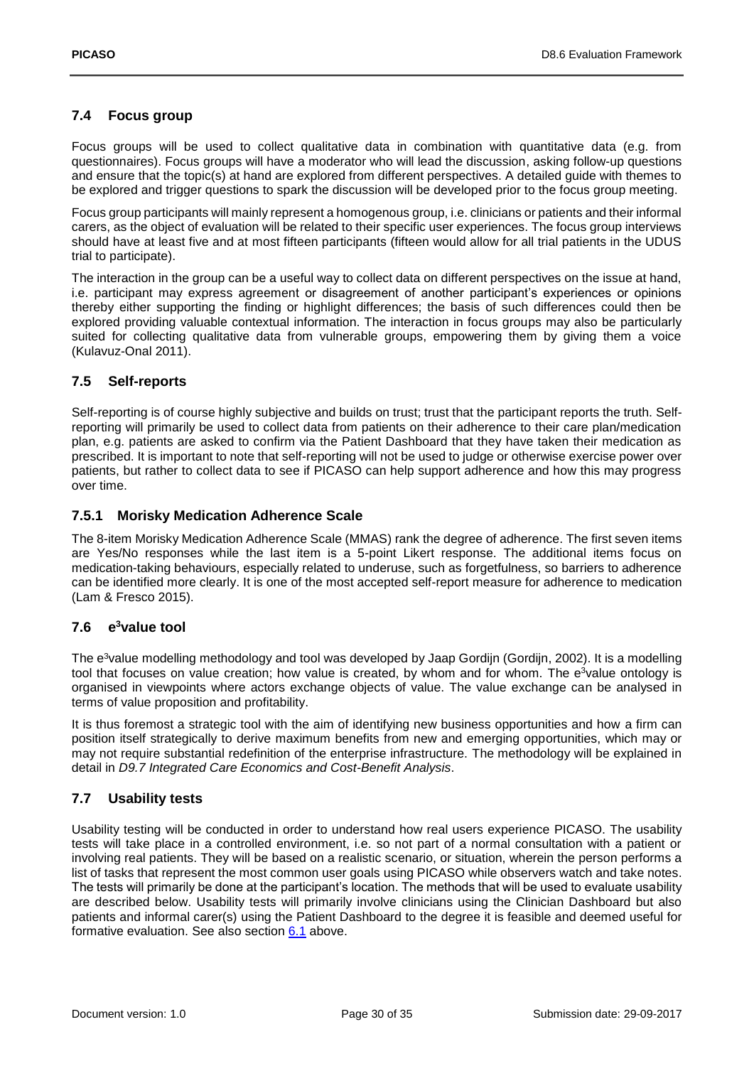## 7.4 Focus group

Focus groups will be used to collect qualitative data in combination with quantitative data (e.g. from questionnaires). Focus groups will have a moderator who will lead the discussion, asking follow-up questions and ensure that the topic(s) at hand are explored from different perspectives. A detailed guide with themes to be explored and trigger questions to spark the discussion will be developed prior to the focus group meeting.

Focus group participants will mainly represent a homogenous group, i.e. clinicians or patients and their informal carers, as the object of evaluation will be related to their specific user experiences. The focus group interviews should have at least five and at most fifteen participants (fifteen would allow for all trial patients in the UDUS trial to participate).

The interaction in the group can be a useful way to collect data on different perspectives on the issue at hand, i.e. participant may express agreement or disagreement of another participant's experiences or opinions thereby either supporting the finding or highlight differences; the basis of such differences could then be explored providing valuable contextual information. The interaction in focus groups may also be particularly suited for collecting qualitative data from vulnerable groups, empowering them by giving them a voice (Kulavuz-Onal 2011).

## 7.5 Self-reports

Self-reporting is of course highly subjective and builds on trust; trust that the participant reports the truth. Self-reporting will primarily be used to collect data from patients on their adherence to their care plan/medication plan, e.g. patients are asked to confirm via the Patient Dashboard that they have taken their medication as prescribed. It is important to note that self-reporting will not be used to judge or otherwise exercise power over patients, but rather to collect data to see if PICASO can help support adherence and how this may progress over time.

### 7.5.1 Morisky Medication Adherence Scale

The 8-item Morisky Medication Adherence Scale (MMAS) rank the degree of adherence. The first seven items are Yes/No responses while the last item is a 5-point Likert response. The additional items focus on medication-taking behaviours, especially related to underuse, such as forgetfulness, so barriers to adherence can be identified more clearly. It is one of the most accepted self-report measure for adherence to medication (Lam & Fresco 2015).

## 7.6 e³value tool

The e³value modelling methodology and tool was developed by Jaap Gordijn (Gordijn, 2002). It is a modelling tool that focuses on value creation; how value is created, by whom and for whom. The e³value ontology is organised in viewpoints where actors exchange objects of value. The value exchange can be analysed in terms of value proposition and profitability.

It is thus foremost a strategic tool with the aim of identifying new business opportunities and how a firm can position itself strategically to derive maximum benefits from new and emerging opportunities, which may or may not require substantial redefinition of the enterprise infrastructure. The methodology will be explained in detail in *D9.7 Integrated Care Economics and Cost-Benefit Analysis*.

## 7.7 Usability tests

Usability testing will be conducted in order to understand how real users experience PICASO. The usability tests will take place in a controlled environment, i.e. so not part of a normal consultation with a patient or involving real patients. They will be based on a realistic scenario, or situation, wherein the person performs a list of tasks that represent the most common user goals using PICASO while observers watch and take notes. The tests will primarily be done at the participant's location. The methods that will be used to evaluate usability are described below. Usability tests will primarily involve clinicians using the Clinician Dashboard but also patients and informal carer(s) using the Patient Dashboard to the degree it is feasible and deemed useful for formative evaluation. See also section 6.1 above.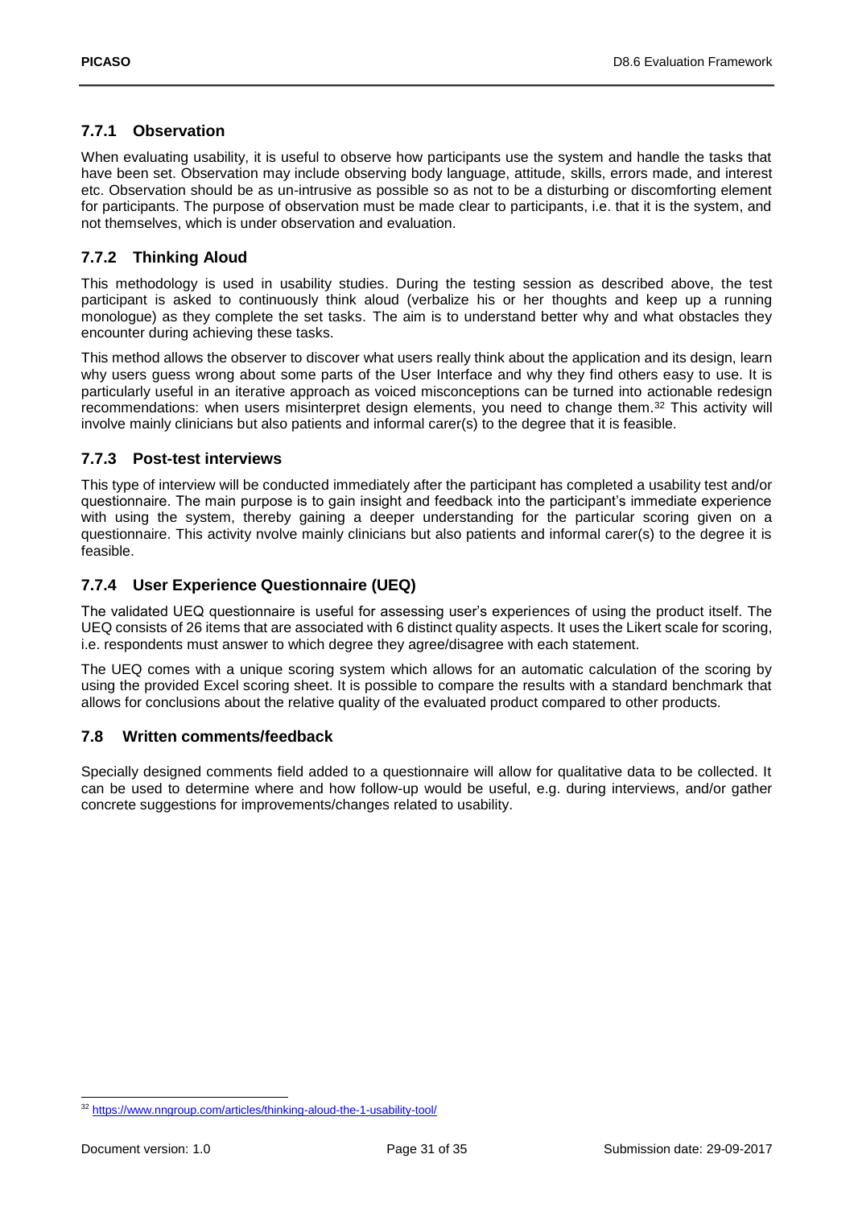### 7.7.1 Observation

When evaluating usability, it is useful to observe how participants use the system and handle the tasks that have been set. Observation may include observing body language, attitude, skills, errors made, and interest etc. Observation should be as un-intrusive as possible so as not to be a disturbing or discomforting element for participants. The purpose of observation must be made clear to participants, i.e. that it is the system, and not themselves, which is under observation and evaluation.

### 7.7.2 Thinking Aloud

This methodology is used in usability studies. During the testing session as described above, the test participant is asked to continuously think aloud (verbalize his or her thoughts and keep up a running monologue) as they complete the set tasks. The aim is to understand better why and what obstacles they encounter during achieving these tasks.

This method allows the observer to discover what users really think about the application and its design, learn why users guess wrong about some parts of the User Interface and why they find others easy to use. It is particularly useful in an iterative approach as voiced misconceptions can be turned into actionable redesign recommendations: when users misinterpret design elements, you need to change them.[32] This activity will involve mainly clinicians but also patients and informal carer(s) to the degree that it is feasible.

### 7.7.3 Post-test interviews

This type of interview will be conducted immediately after the participant has completed a usability test and/or questionnaire. The main purpose is to gain insight and feedback into the participant's immediate experience with using the system, thereby gaining a deeper understanding for the particular scoring given on a questionnaire. This activity nvolve mainly clinicians but also patients and informal carer(s) to the degree it is feasible.

### 7.7.4 User Experience Questionnaire (UEQ)

The validated UEQ questionnaire is useful for assessing user's experiences of using the product itself. The UEQ consists of 26 items that are associated with 6 distinct quality aspects. It uses the Likert scale for scoring, i.e. respondents must answer to which degree they agree/disagree with each statement.

The UEQ comes with a unique scoring system which allows for an automatic calculation of the scoring by using the provided Excel scoring sheet. It is possible to compare the results with a standard benchmark that allows for conclusions about the relative quality of the evaluated product compared to other products.

## 7.8 Written comments/feedback

Specially designed comments field added to a questionnaire will allow for qualitative data to be collected. It can be used to determine where and how follow-up would be useful, e.g. during interviews, and/or gather concrete suggestions for improvements/changes related to usability.

---

[32] https://www.nngroup.com/articles/thinking-aloud-the-1-usability-tool/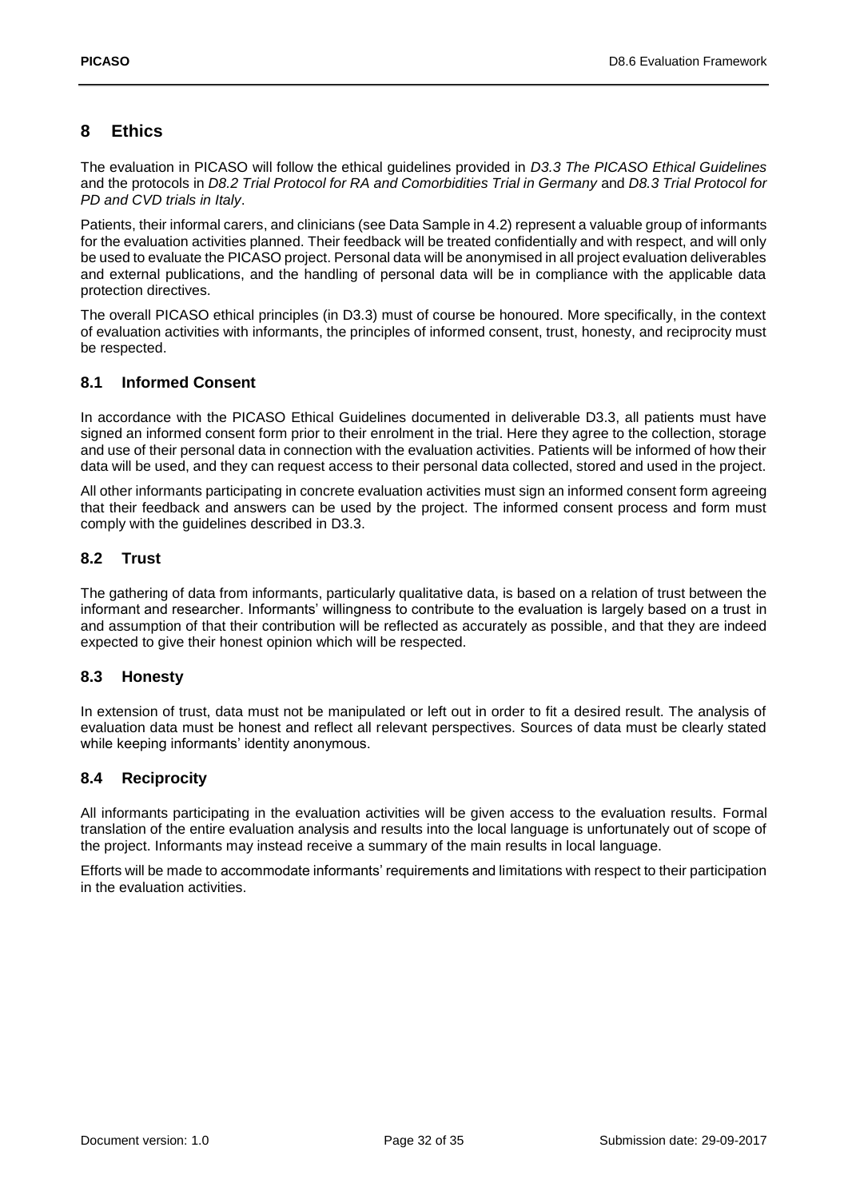# 8 Ethics

The evaluation in PICASO will follow the ethical guidelines provided in *D3.3 The PICASO Ethical Guidelines* and the protocols in *D8.2 Trial Protocol for RA and Comorbidities Trial in Germany* and *D8.3 Trial Protocol for PD and CVD trials in Italy*.

Patients, their informal carers, and clinicians (see Data Sample in 4.2) represent a valuable group of informants for the evaluation activities planned. Their feedback will be treated confidentially and with respect, and will only be used to evaluate the PICASO project. Personal data will be anonymised in all project evaluation deliverables and external publications, and the handling of personal data will be in compliance with the applicable data protection directives.

The overall PICASO ethical principles (in D3.3) must of course be honoured. More specifically, in the context of evaluation activities with informants, the principles of informed consent, trust, honesty, and reciprocity must be respected.

## 8.1 Informed Consent

In accordance with the PICASO Ethical Guidelines documented in deliverable D3.3, all patients must have signed an informed consent form prior to their enrolment in the trial. Here they agree to the collection, storage and use of their personal data in connection with the evaluation activities. Patients will be informed of how their data will be used, and they can request access to their personal data collected, stored and used in the project.

All other informants participating in concrete evaluation activities must sign an informed consent form agreeing that their feedback and answers can be used by the project. The informed consent process and form must comply with the guidelines described in D3.3.

## 8.2 Trust

The gathering of data from informants, particularly qualitative data, is based on a relation of trust between the informant and researcher. Informants' willingness to contribute to the evaluation is largely based on a trust in and assumption of that their contribution will be reflected as accurately as possible, and that they are indeed expected to give their honest opinion which will be respected.

## 8.3 Honesty

In extension of trust, data must not be manipulated or left out in order to fit a desired result. The analysis of evaluation data must be honest and reflect all relevant perspectives. Sources of data must be clearly stated while keeping informants' identity anonymous.

## 8.4 Reciprocity

All informants participating in the evaluation activities will be given access to the evaluation results. Formal translation of the entire evaluation analysis and results into the local language is unfortunately out of scope of the project. Informants may instead receive a summary of the main results in local language.

Efforts will be made to accommodate informants' requirements and limitations with respect to their participation in the evaluation activities.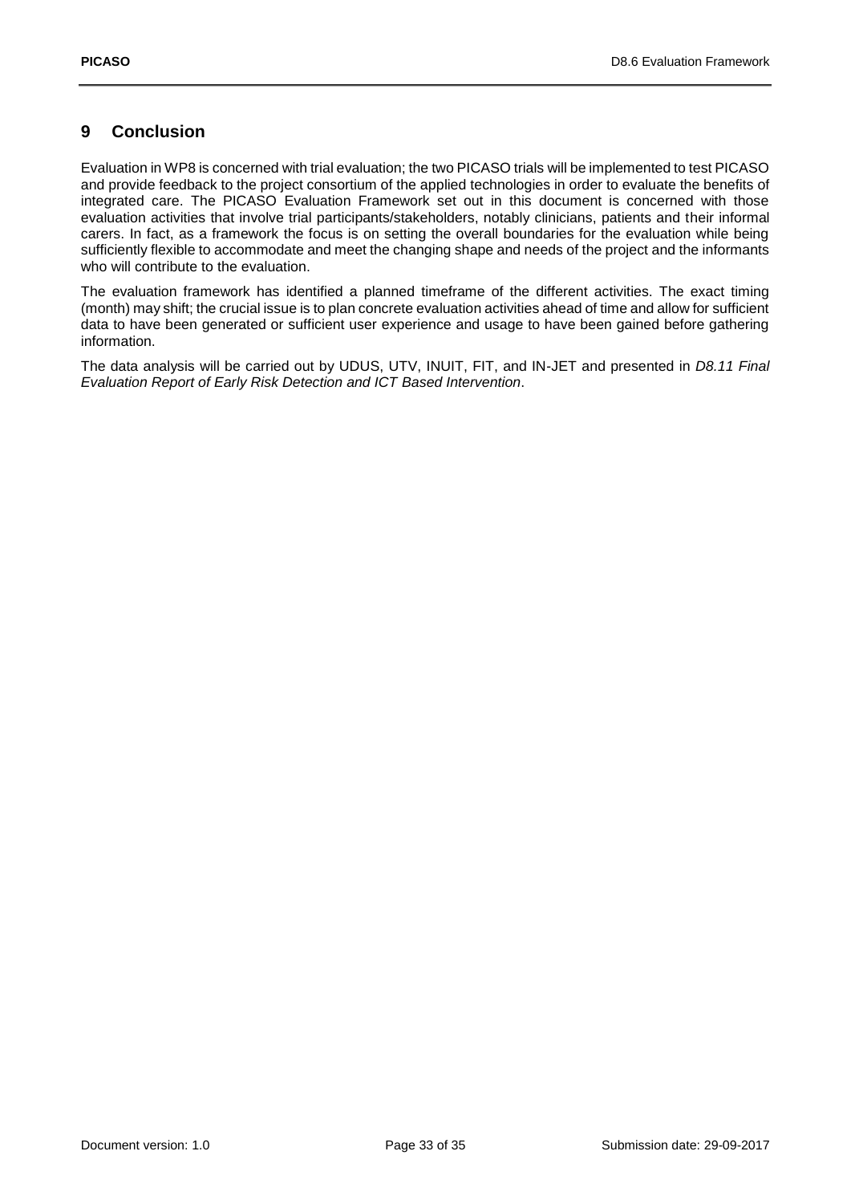# 9 Conclusion

Evaluation in WP8 is concerned with trial evaluation; the two PICASO trials will be implemented to test PICASO and provide feedback to the project consortium of the applied technologies in order to evaluate the benefits of integrated care. The PICASO Evaluation Framework set out in this document is concerned with those evaluation activities that involve trial participants/stakeholders, notably clinicians, patients and their informal carers. In fact, as a framework the focus is on setting the overall boundaries for the evaluation while being sufficiently flexible to accommodate and meet the changing shape and needs of the project and the informants who will contribute to the evaluation.

The evaluation framework has identified a planned timeframe of the different activities. The exact timing (month) may shift; the crucial issue is to plan concrete evaluation activities ahead of time and allow for sufficient data to have been generated or sufficient user experience and usage to have been gained before gathering information.

The data analysis will be carried out by UDUS, UTV, INUIT, FIT, and IN-JET and presented in *D8.11 Final Evaluation Report of Early Risk Detection and ICT Based Intervention*.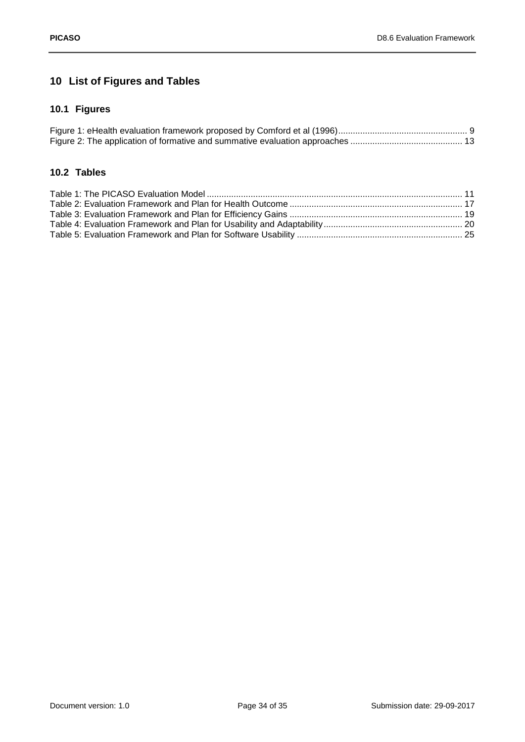# 10 List of Figures and Tables

## 10.1 Figures

Figure 1: eHealth evaluation framework proposed by Comford et al (1996)....................................................... 9
Figure 2: The application of formative and summative evaluation approaches ............................................. 13

## 10.2 Tables

Table 1: The PICASO Evaluation Model ........................................................................................................ 11
Table 2: Evaluation Framework and Plan for Health Outcome ....................................................................... 17
Table 3: Evaluation Framework and Plan for Efficiency Gains ....................................................................... 19
Table 4: Evaluation Framework and Plan for Usability and Adaptability ......................................................... 20
Table 5: Evaluation Framework and Plan for Software Usability .................................................................... 25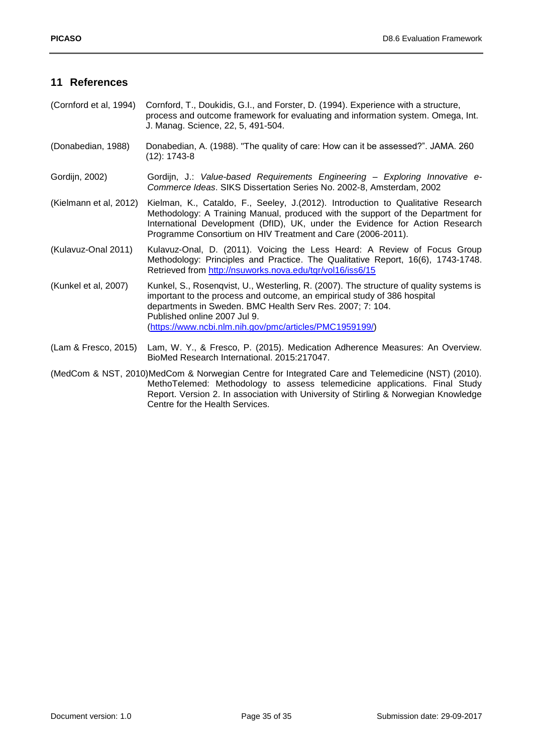## 11 References

(Cornford et al, 1994) Cornford, T., Doukidis, G.I., and Forster, D. (1994). Experience with a structure, process and outcome framework for evaluating and information system. Omega, Int. J. Manag. Science, 22, 5, 491-504.

(Donabedian, 1988) Donabedian, A. (1988). "The quality of care: How can it be assessed?". JAMA. 260 (12): 1743-8

Gordijn, 2002) Gordijn, J.: *Value-based Requirements Engineering – Exploring Innovative e-Commerce Ideas*. SIKS Dissertation Series No. 2002-8, Amsterdam, 2002

(Kielmann et al, 2012) Kielman, K., Cataldo, F., Seeley, J.(2012). Introduction to Qualitative Research Methodology: A Training Manual, produced with the support of the Department for International Development (DfID), UK, under the Evidence for Action Research Programme Consortium on HIV Treatment and Care (2006-2011).

(Kulavuz-Onal 2011) Kulavuz-Onal, D. (2011). Voicing the Less Heard: A Review of Focus Group Methodology: Principles and Practice. The Qualitative Report, 16(6), 1743-1748. Retrieved from http://nsuworks.nova.edu/tqr/vol16/iss6/15

(Kunkel et al, 2007) Kunkel, S., Rosenqvist, U., Westerling, R. (2007). The structure of quality systems is important to the process and outcome, an empirical study of 386 hospital departments in Sweden. BMC Health Serv Res. 2007; 7: 104. Published online 2007 Jul 9. (https://www.ncbi.nlm.nih.gov/pmc/articles/PMC1959199/)

(Lam & Fresco, 2015) Lam, W. Y., & Fresco, P. (2015). Medication Adherence Measures: An Overview. BioMed Research International. 2015:217047.

(MedCom & NST, 2010) MedCom & Norwegian Centre for Integrated Care and Telemedicine (NST) (2010). MethoTelemed: Methodology to assess telemedicine applications. Final Study Report. Version 2. In association with University of Stirling & Norwegian Knowledge Centre for the Health Services.